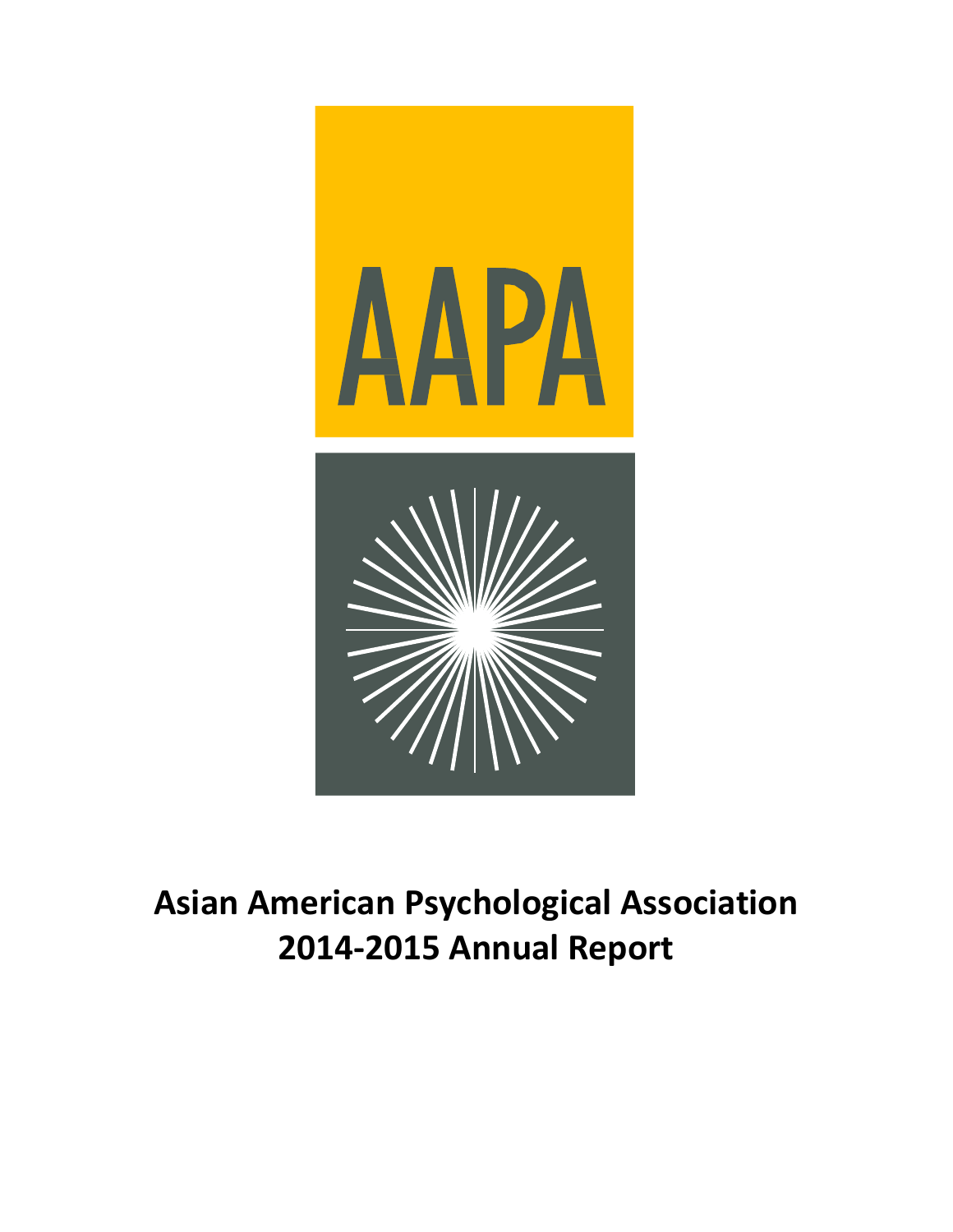AAPA

# Asian American Psychological Association 2014-2015 Annual Report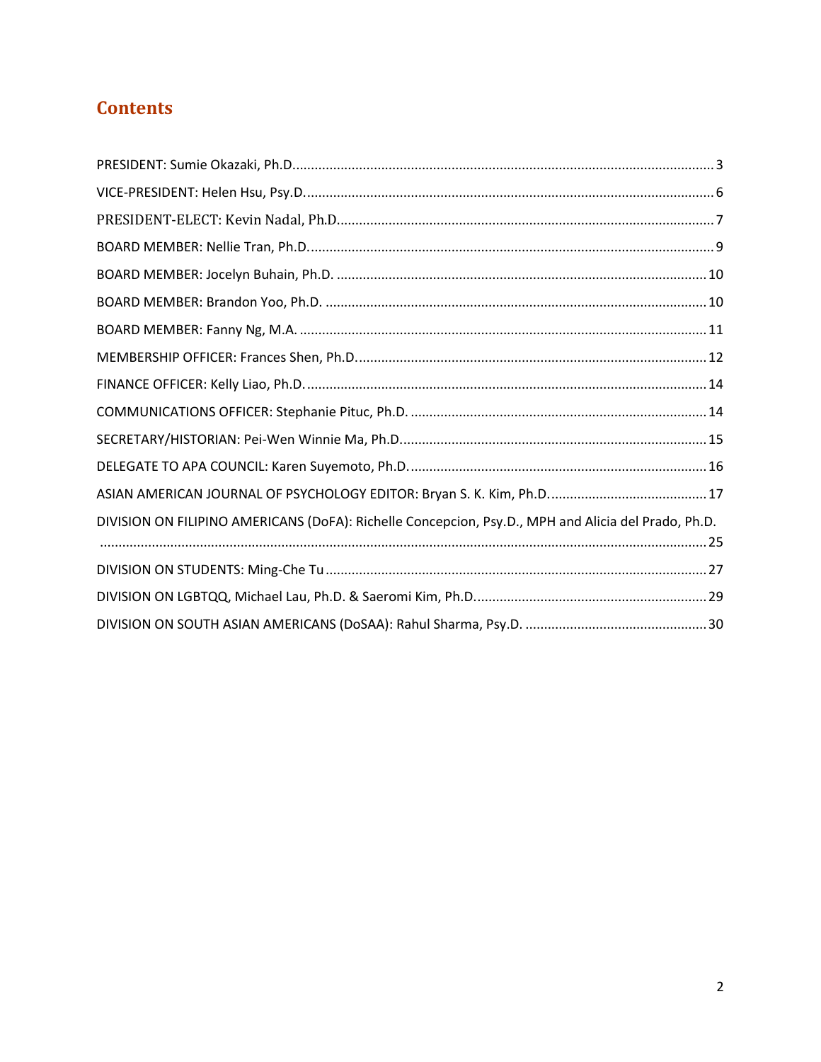## Contents

PRESIDENT: Sumie Okazaki, Ph.D. .......... 3

VICE-PRESIDENT: Helen Hsu, Psy.D. .......... 6

PRESIDENT-ELECT: Kevin Nadal, Ph.D. .......... 7

BOARD MEMBER: Nellie Tran, Ph.D. .......... 9

BOARD MEMBER: Jocelyn Buhain, Ph.D. .......... 10

BOARD MEMBER: Brandon Yoo, Ph.D. .......... 10

BOARD MEMBER: Fanny Ng, M.A. .......... 11

MEMBERSHIP OFFICER: Frances Shen, Ph.D. .......... 12

FINANCE OFFICER: Kelly Liao, Ph.D. .......... 14

COMMUNICATIONS OFFICER: Stephanie Pituc, Ph.D. .......... 14

SECRETARY/HISTORIAN: Pei-Wen Winnie Ma, Ph.D. .......... 15

DELEGATE TO APA COUNCIL: Karen Suyemoto, Ph.D. .......... 16

ASIAN AMERICAN JOURNAL OF PSYCHOLOGY EDITOR: Bryan S. K. Kim, Ph.D. .......... 17

DIVISION ON FILIPINO AMERICANS (DoFA): Richelle Concepcion, Psy.D., MPH and Alicia del Prado, Ph.D. .......... 25

DIVISION ON STUDENTS: Ming-Che Tu .......... 27

DIVISION ON LGBTQQ, Michael Lau, Ph.D. & Saeromi Kim, Ph.D. .......... 29

DIVISION ON SOUTH ASIAN AMERICANS (DoSAA): Rahul Sharma, Psy.D. .......... 30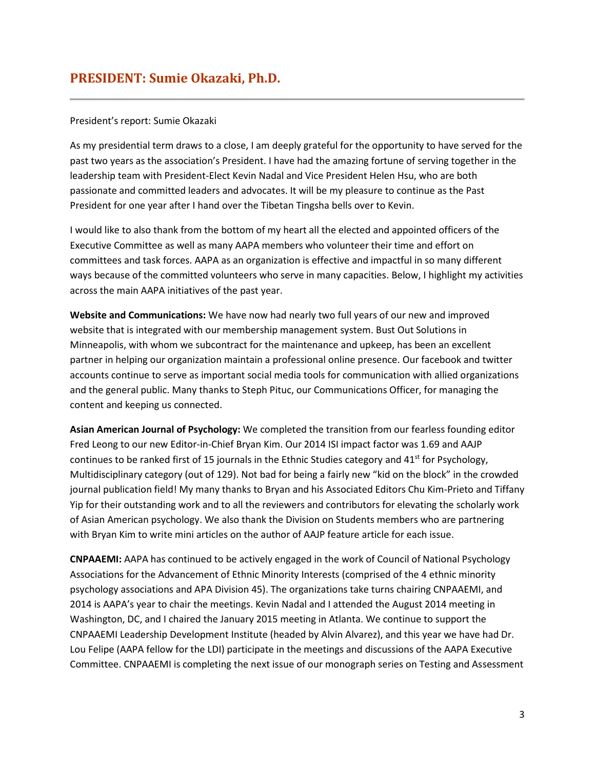## PRESIDENT: Sumie Okazaki, Ph.D.

President's report: Sumie Okazaki

As my presidential term draws to a close, I am deeply grateful for the opportunity to have served for the past two years as the association's President. I have had the amazing fortune of serving together in the leadership team with President-Elect Kevin Nadal and Vice President Helen Hsu, who are both passionate and committed leaders and advocates. It will be my pleasure to continue as the Past President for one year after I hand over the Tibetan Tingsha bells over to Kevin.

I would like to also thank from the bottom of my heart all the elected and appointed officers of the Executive Committee as well as many AAPA members who volunteer their time and effort on committees and task forces. AAPA as an organization is effective and impactful in so many different ways because of the committed volunteers who serve in many capacities. Below, I highlight my activities across the main AAPA initiatives of the past year.

**Website and Communications:** We have now had nearly two full years of our new and improved website that is integrated with our membership management system. Bust Out Solutions in Minneapolis, with whom we subcontract for the maintenance and upkeep, has been an excellent partner in helping our organization maintain a professional online presence. Our facebook and twitter accounts continue to serve as important social media tools for communication with allied organizations and the general public. Many thanks to Steph Pituc, our Communications Officer, for managing the content and keeping us connected.

**Asian American Journal of Psychology:** We completed the transition from our fearless founding editor Fred Leong to our new Editor-in-Chief Bryan Kim. Our 2014 ISI impact factor was 1.69 and AAJP continues to be ranked first of 15 journals in the Ethnic Studies category and 41st for Psychology, Multidisciplinary category (out of 129). Not bad for being a fairly new "kid on the block" in the crowded journal publication field! My many thanks to Bryan and his Associated Editors Chu Kim-Prieto and Tiffany Yip for their outstanding work and to all the reviewers and contributors for elevating the scholarly work of Asian American psychology. We also thank the Division on Students members who are partnering with Bryan Kim to write mini articles on the author of AAJP feature article for each issue.

**CNPAAEMI:** AAPA has continued to be actively engaged in the work of Council of National Psychology Associations for the Advancement of Ethnic Minority Interests (comprised of the 4 ethnic minority psychology associations and APA Division 45). The organizations take turns chairing CNPAAEMI, and 2014 is AAPA's year to chair the meetings. Kevin Nadal and I attended the August 2014 meeting in Washington, DC, and I chaired the January 2015 meeting in Atlanta. We continue to support the CNPAAEMI Leadership Development Institute (headed by Alvin Alvarez), and this year we have had Dr. Lou Felipe (AAPA fellow for the LDI) participate in the meetings and discussions of the AAPA Executive Committee. CNPAAEMI is completing the next issue of our monograph series on Testing and Assessment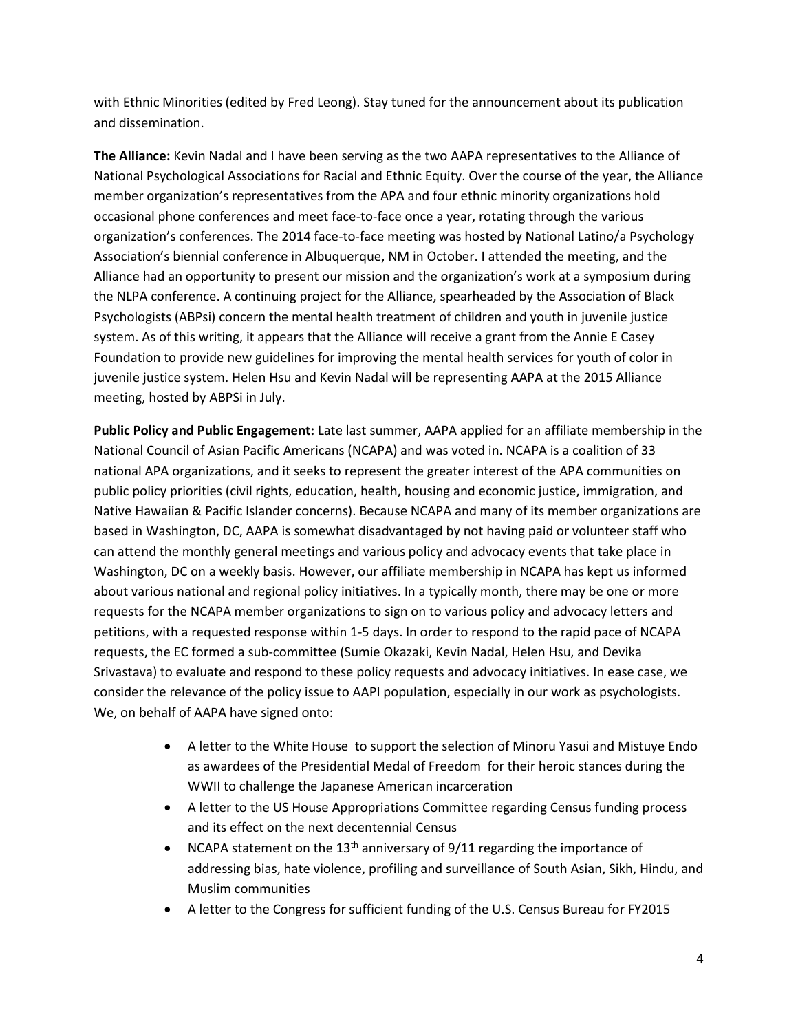with Ethnic Minorities (edited by Fred Leong). Stay tuned for the announcement about its publication and dissemination.

**The Alliance:** Kevin Nadal and I have been serving as the two AAPA representatives to the Alliance of National Psychological Associations for Racial and Ethnic Equity. Over the course of the year, the Alliance member organization's representatives from the APA and four ethnic minority organizations hold occasional phone conferences and meet face-to-face once a year, rotating through the various organization's conferences. The 2014 face-to-face meeting was hosted by National Latino/a Psychology Association's biennial conference in Albuquerque, NM in October. I attended the meeting, and the Alliance had an opportunity to present our mission and the organization's work at a symposium during the NLPA conference. A continuing project for the Alliance, spearheaded by the Association of Black Psychologists (ABPsi) concern the mental health treatment of children and youth in juvenile justice system. As of this writing, it appears that the Alliance will receive a grant from the Annie E Casey Foundation to provide new guidelines for improving the mental health services for youth of color in juvenile justice system. Helen Hsu and Kevin Nadal will be representing AAPA at the 2015 Alliance meeting, hosted by ABPSi in July.

**Public Policy and Public Engagement:** Late last summer, AAPA applied for an affiliate membership in the National Council of Asian Pacific Americans (NCAPA) and was voted in. NCAPA is a coalition of 33 national APA organizations, and it seeks to represent the greater interest of the APA communities on public policy priorities (civil rights, education, health, housing and economic justice, immigration, and Native Hawaiian & Pacific Islander concerns). Because NCAPA and many of its member organizations are based in Washington, DC, AAPA is somewhat disadvantaged by not having paid or volunteer staff who can attend the monthly general meetings and various policy and advocacy events that take place in Washington, DC on a weekly basis. However, our affiliate membership in NCAPA has kept us informed about various national and regional policy initiatives. In a typically month, there may be one or more requests for the NCAPA member organizations to sign on to various policy and advocacy letters and petitions, with a requested response within 1-5 days. In order to respond to the rapid pace of NCAPA requests, the EC formed a sub-committee (Sumie Okazaki, Kevin Nadal, Helen Hsu, and Devika Srivastava) to evaluate and respond to these policy requests and advocacy initiatives. In ease case, we consider the relevance of the policy issue to AAPI population, especially in our work as psychologists. We, on behalf of AAPA have signed onto:

- A letter to the White House to support the selection of Minoru Yasui and Mistuye Endo as awardees of the Presidential Medal of Freedom for their heroic stances during the WWII to challenge the Japanese American incarceration
- A letter to the US House Appropriations Committee regarding Census funding process and its effect on the next decentennial Census
- NCAPA statement on the 13th anniversary of 9/11 regarding the importance of addressing bias, hate violence, profiling and surveillance of South Asian, Sikh, Hindu, and Muslim communities
- A letter to the Congress for sufficient funding of the U.S. Census Bureau for FY2015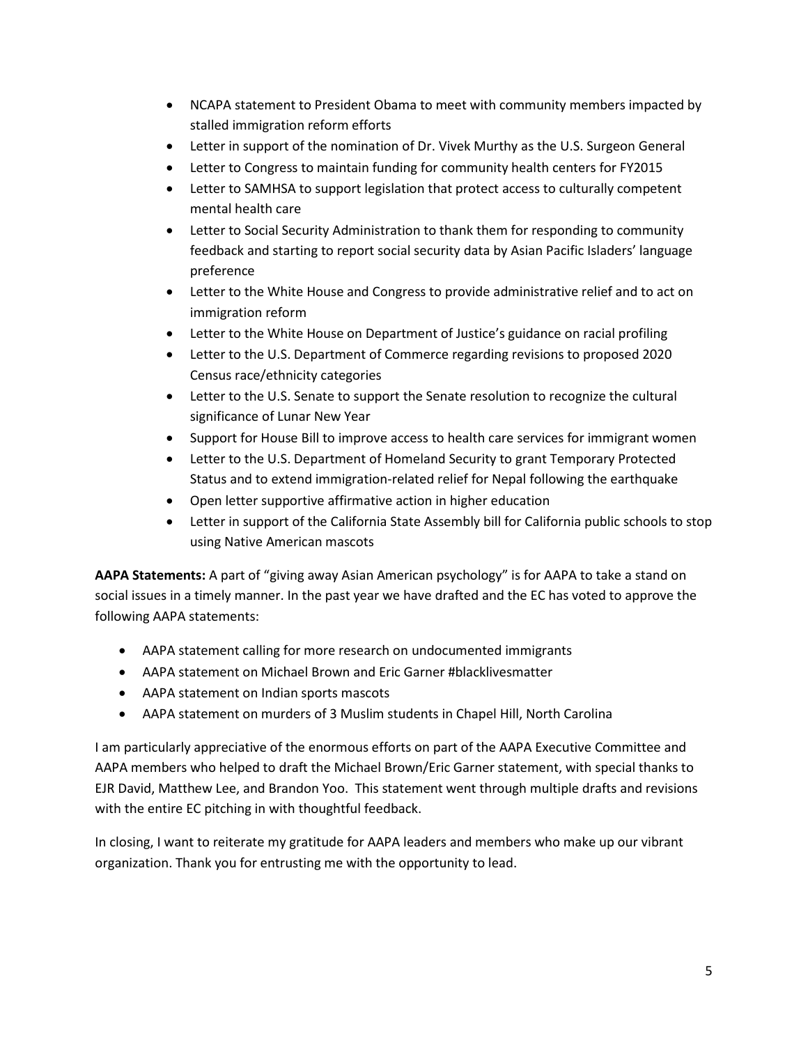- NCAPA statement to President Obama to meet with community members impacted by stalled immigration reform efforts
- Letter in support of the nomination of Dr. Vivek Murthy as the U.S. Surgeon General
- Letter to Congress to maintain funding for community health centers for FY2015
- Letter to SAMHSA to support legislation that protect access to culturally competent mental health care
- Letter to Social Security Administration to thank them for responding to community feedback and starting to report social security data by Asian Pacific Isladers' language preference
- Letter to the White House and Congress to provide administrative relief and to act on immigration reform
- Letter to the White House on Department of Justice's guidance on racial profiling
- Letter to the U.S. Department of Commerce regarding revisions to proposed 2020 Census race/ethnicity categories
- Letter to the U.S. Senate to support the Senate resolution to recognize the cultural significance of Lunar New Year
- Support for House Bill to improve access to health care services for immigrant women
- Letter to the U.S. Department of Homeland Security to grant Temporary Protected Status and to extend immigration-related relief for Nepal following the earthquake
- Open letter supportive affirmative action in higher education
- Letter in support of the California State Assembly bill for California public schools to stop using Native American mascots

**AAPA Statements:** A part of "giving away Asian American psychology" is for AAPA to take a stand on social issues in a timely manner. In the past year we have drafted and the EC has voted to approve the following AAPA statements:

- AAPA statement calling for more research on undocumented immigrants
- AAPA statement on Michael Brown and Eric Garner #blacklivesmatter
- AAPA statement on Indian sports mascots
- AAPA statement on murders of 3 Muslim students in Chapel Hill, North Carolina

I am particularly appreciative of the enormous efforts on part of the AAPA Executive Committee and AAPA members who helped to draft the Michael Brown/Eric Garner statement, with special thanks to EJR David, Matthew Lee, and Brandon Yoo. This statement went through multiple drafts and revisions with the entire EC pitching in with thoughtful feedback.

In closing, I want to reiterate my gratitude for AAPA leaders and members who make up our vibrant organization. Thank you for entrusting me with the opportunity to lead.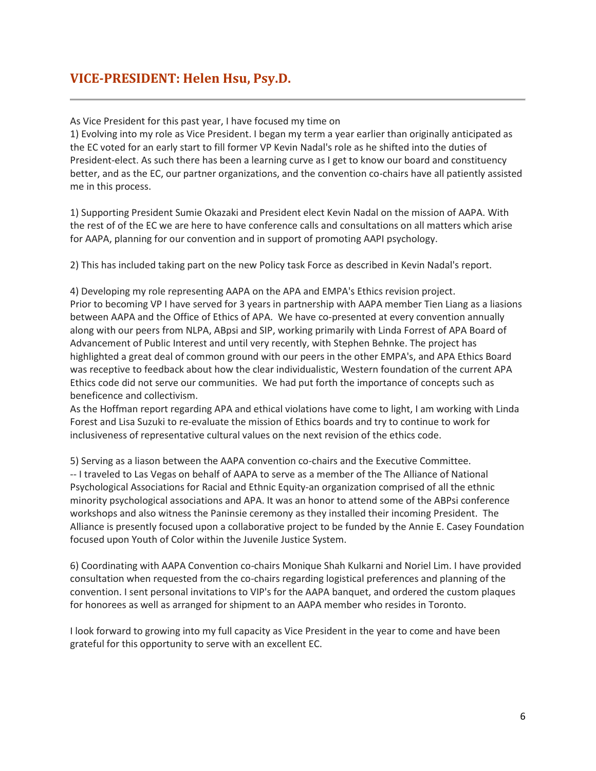## VICE-PRESIDENT: Helen Hsu, Psy.D.

---

As Vice President for this past year, I have focused my time on
1) Evolving into my role as Vice President. I began my term a year earlier than originally anticipated as the EC voted for an early start to fill former VP Kevin Nadal's role as he shifted into the duties of President-elect. As such there has been a learning curve as I get to know our board and constituency better, and as the EC, our partner organizations, and the convention co-chairs have all patiently assisted me in this process.

1) Supporting President Sumie Okazaki and President elect Kevin Nadal on the mission of AAPA. With the rest of of the EC we are here to have conference calls and consultations on all matters which arise for AAPA, planning for our convention and in support of promoting AAPI psychology.

2) This has included taking part on the new Policy task Force as described in Kevin Nadal's report.

4) Developing my role representing AAPA on the APA and EMPA's Ethics revision project.
Prior to becoming VP I have served for 3 years in partnership with AAPA member Tien Liang as a liasions between AAPA and the Office of Ethics of APA. We have co-presented at every convention annually along with our peers from NLPA, ABpsi and SIP, working primarily with Linda Forrest of APA Board of Advancement of Public Interest and until very recently, with Stephen Behnke. The project has highlighted a great deal of common ground with our peers in the other EMPA's, and APA Ethics Board was receptive to feedback about how the clear individualistic, Western foundation of the current APA Ethics code did not serve our communities. We had put forth the importance of concepts such as beneficence and collectivism.
As the Hoffman report regarding APA and ethical violations have come to light, I am working with Linda Forest and Lisa Suzuki to re-evaluate the mission of Ethics boards and try to continue to work for inclusiveness of representative cultural values on the next revision of the ethics code.

5) Serving as a liason between the AAPA convention co-chairs and the Executive Committee.
-- I traveled to Las Vegas on behalf of AAPA to serve as a member of the The Alliance of National Psychological Associations for Racial and Ethnic Equity-an organization comprised of all the ethnic minority psychological associations and APA. It was an honor to attend some of the ABPsi conference workshops and also witness the Paninsie ceremony as they installed their incoming President. The Alliance is presently focused upon a collaborative project to be funded by the Annie E. Casey Foundation focused upon Youth of Color within the Juvenile Justice System.

6) Coordinating with AAPA Convention co-chairs Monique Shah Kulkarni and Noriel Lim. I have provided consultation when requested from the co-chairs regarding logistical preferences and planning of the convention. I sent personal invitations to VIP's for the AAPA banquet, and ordered the custom plaques for honorees as well as arranged for shipment to an AAPA member who resides in Toronto.

I look forward to growing into my full capacity as Vice President in the year to come and have been grateful for this opportunity to serve with an excellent EC.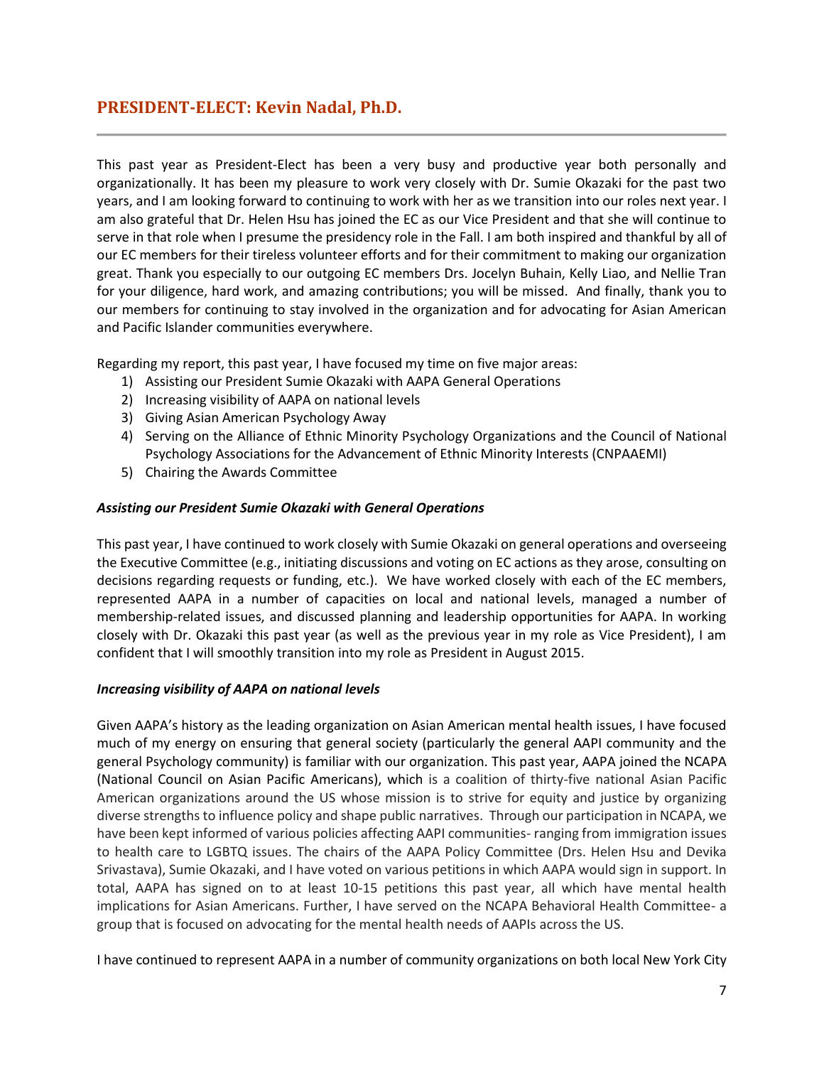## PRESIDENT-ELECT: Kevin Nadal, Ph.D.

This past year as President-Elect has been a very busy and productive year both personally and organizationally. It has been my pleasure to work very closely with Dr. Sumie Okazaki for the past two years, and I am looking forward to continuing to work with her as we transition into our roles next year. I am also grateful that Dr. Helen Hsu has joined the EC as our Vice President and that she will continue to serve in that role when I presume the presidency role in the Fall. I am both inspired and thankful by all of our EC members for their tireless volunteer efforts and for their commitment to making our organization great. Thank you especially to our outgoing EC members Drs. Jocelyn Buhain, Kelly Liao, and Nellie Tran for your diligence, hard work, and amazing contributions; you will be missed. And finally, thank you to our members for continuing to stay involved in the organization and for advocating for Asian American and Pacific Islander communities everywhere.

Regarding my report, this past year, I have focused my time on five major areas:

1) Assisting our President Sumie Okazaki with AAPA General Operations
2) Increasing visibility of AAPA on national levels
3) Giving Asian American Psychology Away
4) Serving on the Alliance of Ethnic Minority Psychology Organizations and the Council of National Psychology Associations for the Advancement of Ethnic Minority Interests (CNPAAEMI)
5) Chairing the Awards Committee

***Assisting our President Sumie Okazaki with General Operations***

This past year, I have continued to work closely with Sumie Okazaki on general operations and overseeing the Executive Committee (e.g., initiating discussions and voting on EC actions as they arose, consulting on decisions regarding requests or funding, etc.). We have worked closely with each of the EC members, represented AAPA in a number of capacities on local and national levels, managed a number of membership-related issues, and discussed planning and leadership opportunities for AAPA. In working closely with Dr. Okazaki this past year (as well as the previous year in my role as Vice President), I am confident that I will smoothly transition into my role as President in August 2015.

***Increasing visibility of AAPA on national levels***

Given AAPA's history as the leading organization on Asian American mental health issues, I have focused much of my energy on ensuring that general society (particularly the general AAPI community and the general Psychology community) is familiar with our organization. This past year, AAPA joined the NCAPA (National Council on Asian Pacific Americans), which is a coalition of thirty-five national Asian Pacific American organizations around the US whose mission is to strive for equity and justice by organizing diverse strengths to influence policy and shape public narratives. Through our participation in NCAPA, we have been kept informed of various policies affecting AAPI communities- ranging from immigration issues to health care to LGBTQ issues. The chairs of the AAPA Policy Committee (Drs. Helen Hsu and Devika Srivastava), Sumie Okazaki, and I have voted on various petitions in which AAPA would sign in support. In total, AAPA has signed on to at least 10-15 petitions this past year, all which have mental health implications for Asian Americans. Further, I have served on the NCAPA Behavioral Health Committee- a group that is focused on advocating for the mental health needs of AAPIs across the US.

I have continued to represent AAPA in a number of community organizations on both local New York City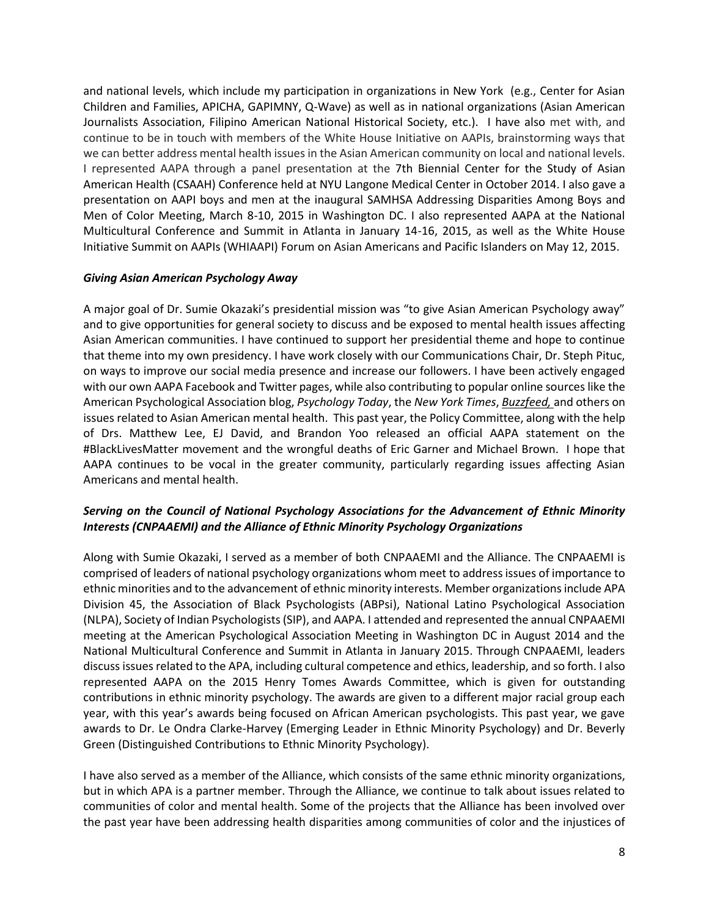and national levels, which include my participation in organizations in New York (e.g., Center for Asian Children and Families, APICHA, GAPIMNY, Q-Wave) as well as in national organizations (Asian American Journalists Association, Filipino American National Historical Society, etc.). I have also met with, and continue to be in touch with members of the White House Initiative on AAPIs, brainstorming ways that we can better address mental health issues in the Asian American community on local and national levels. I represented AAPA through a panel presentation at the 7th Biennial Center for the Study of Asian American Health (CSAAH) Conference held at NYU Langone Medical Center in October 2014. I also gave a presentation on AAPI boys and men at the inaugural SAMHSA Addressing Disparities Among Boys and Men of Color Meeting, March 8-10, 2015 in Washington DC. I also represented AAPA at the National Multicultural Conference and Summit in Atlanta in January 14-16, 2015, as well as the White House Initiative Summit on AAPIs (WHIAAPI) Forum on Asian Americans and Pacific Islanders on May 12, 2015.

***Giving Asian American Psychology Away***

A major goal of Dr. Sumie Okazaki's presidential mission was "to give Asian American Psychology away" and to give opportunities for general society to discuss and be exposed to mental health issues affecting Asian American communities. I have continued to support her presidential theme and hope to continue that theme into my own presidency. I have work closely with our Communications Chair, Dr. Steph Pituc, on ways to improve our social media presence and increase our followers. I have been actively engaged with our own AAPA Facebook and Twitter pages, while also contributing to popular online sources like the American Psychological Association blog, *Psychology Today*, the *New York Times*, *Buzzfeed,* and others on issues related to Asian American mental health. This past year, the Policy Committee, along with the help of Drs. Matthew Lee, EJ David, and Brandon Yoo released an official AAPA statement on the #BlackLivesMatter movement and the wrongful deaths of Eric Garner and Michael Brown. I hope that AAPA continues to be vocal in the greater community, particularly regarding issues affecting Asian Americans and mental health.

***Serving on the Council of National Psychology Associations for the Advancement of Ethnic Minority Interests (CNPAAEMI) and the Alliance of Ethnic Minority Psychology Organizations***

Along with Sumie Okazaki, I served as a member of both CNPAAEMI and the Alliance. The CNPAAEMI is comprised of leaders of national psychology organizations whom meet to address issues of importance to ethnic minorities and to the advancement of ethnic minority interests. Member organizations include APA Division 45, the Association of Black Psychologists (ABPsi), National Latino Psychological Association (NLPA), Society of Indian Psychologists (SIP), and AAPA. I attended and represented the annual CNPAAEMI meeting at the American Psychological Association Meeting in Washington DC in August 2014 and the National Multicultural Conference and Summit in Atlanta in January 2015. Through CNPAAEMI, leaders discuss issues related to the APA, including cultural competence and ethics, leadership, and so forth. I also represented AAPA on the 2015 Henry Tomes Awards Committee, which is given for outstanding contributions in ethnic minority psychology. The awards are given to a different major racial group each year, with this year's awards being focused on African American psychologists. This past year, we gave awards to Dr. Le Ondra Clarke-Harvey (Emerging Leader in Ethnic Minority Psychology) and Dr. Beverly Green (Distinguished Contributions to Ethnic Minority Psychology).

I have also served as a member of the Alliance, which consists of the same ethnic minority organizations, but in which APA is a partner member. Through the Alliance, we continue to talk about issues related to communities of color and mental health. Some of the projects that the Alliance has been involved over the past year have been addressing health disparities among communities of color and the injustices of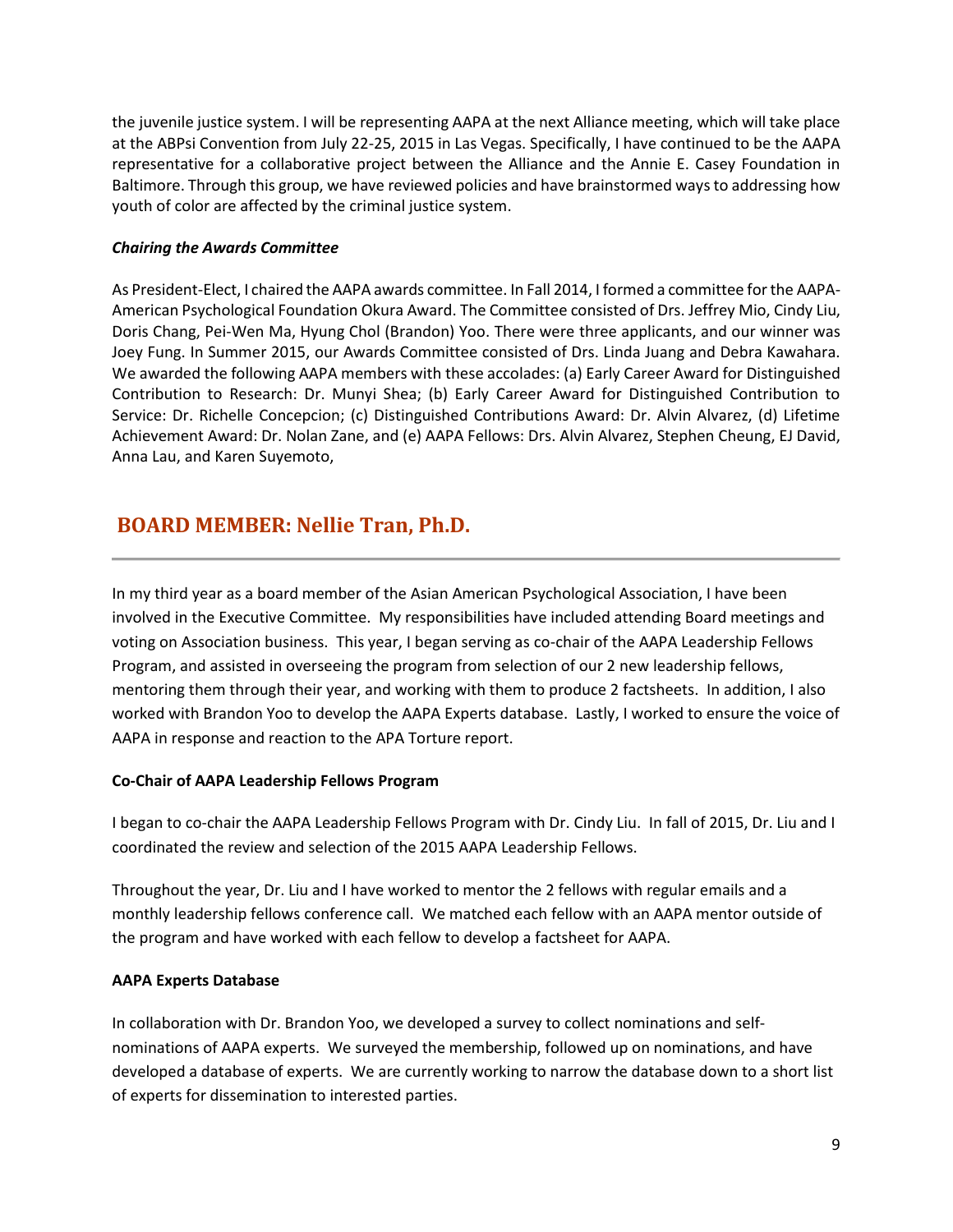the juvenile justice system. I will be representing AAPA at the next Alliance meeting, which will take place at the ABPsi Convention from July 22-25, 2015 in Las Vegas. Specifically, I have continued to be the AAPA representative for a collaborative project between the Alliance and the Annie E. Casey Foundation in Baltimore. Through this group, we have reviewed policies and have brainstormed ways to addressing how youth of color are affected by the criminal justice system.

***Chairing the Awards Committee***

As President-Elect, I chaired the AAPA awards committee. In Fall 2014, I formed a committee for the AAPA-American Psychological Foundation Okura Award. The Committee consisted of Drs. Jeffrey Mio, Cindy Liu, Doris Chang, Pei-Wen Ma, Hyung Chol (Brandon) Yoo. There were three applicants, and our winner was Joey Fung. In Summer 2015, our Awards Committee consisted of Drs. Linda Juang and Debra Kawahara. We awarded the following AAPA members with these accolades: (a) Early Career Award for Distinguished Contribution to Research: Dr. Munyi Shea; (b) Early Career Award for Distinguished Contribution to Service: Dr. Richelle Concepcion; (c) Distinguished Contributions Award: Dr. Alvin Alvarez, (d) Lifetime Achievement Award: Dr. Nolan Zane, and (e) AAPA Fellows: Drs. Alvin Alvarez, Stephen Cheung, EJ David, Anna Lau, and Karen Suyemoto,

## BOARD MEMBER: Nellie Tran, Ph.D.

In my third year as a board member of the Asian American Psychological Association, I have been involved in the Executive Committee. My responsibilities have included attending Board meetings and voting on Association business. This year, I began serving as co-chair of the AAPA Leadership Fellows Program, and assisted in overseeing the program from selection of our 2 new leadership fellows, mentoring them through their year, and working with them to produce 2 factsheets. In addition, I also worked with Brandon Yoo to develop the AAPA Experts database. Lastly, I worked to ensure the voice of AAPA in response and reaction to the APA Torture report.

**Co-Chair of AAPA Leadership Fellows Program**

I began to co-chair the AAPA Leadership Fellows Program with Dr. Cindy Liu. In fall of 2015, Dr. Liu and I coordinated the review and selection of the 2015 AAPA Leadership Fellows.

Throughout the year, Dr. Liu and I have worked to mentor the 2 fellows with regular emails and a monthly leadership fellows conference call. We matched each fellow with an AAPA mentor outside of the program and have worked with each fellow to develop a factsheet for AAPA.

**AAPA Experts Database**

In collaboration with Dr. Brandon Yoo, we developed a survey to collect nominations and self-nominations of AAPA experts. We surveyed the membership, followed up on nominations, and have developed a database of experts. We are currently working to narrow the database down to a short list of experts for dissemination to interested parties.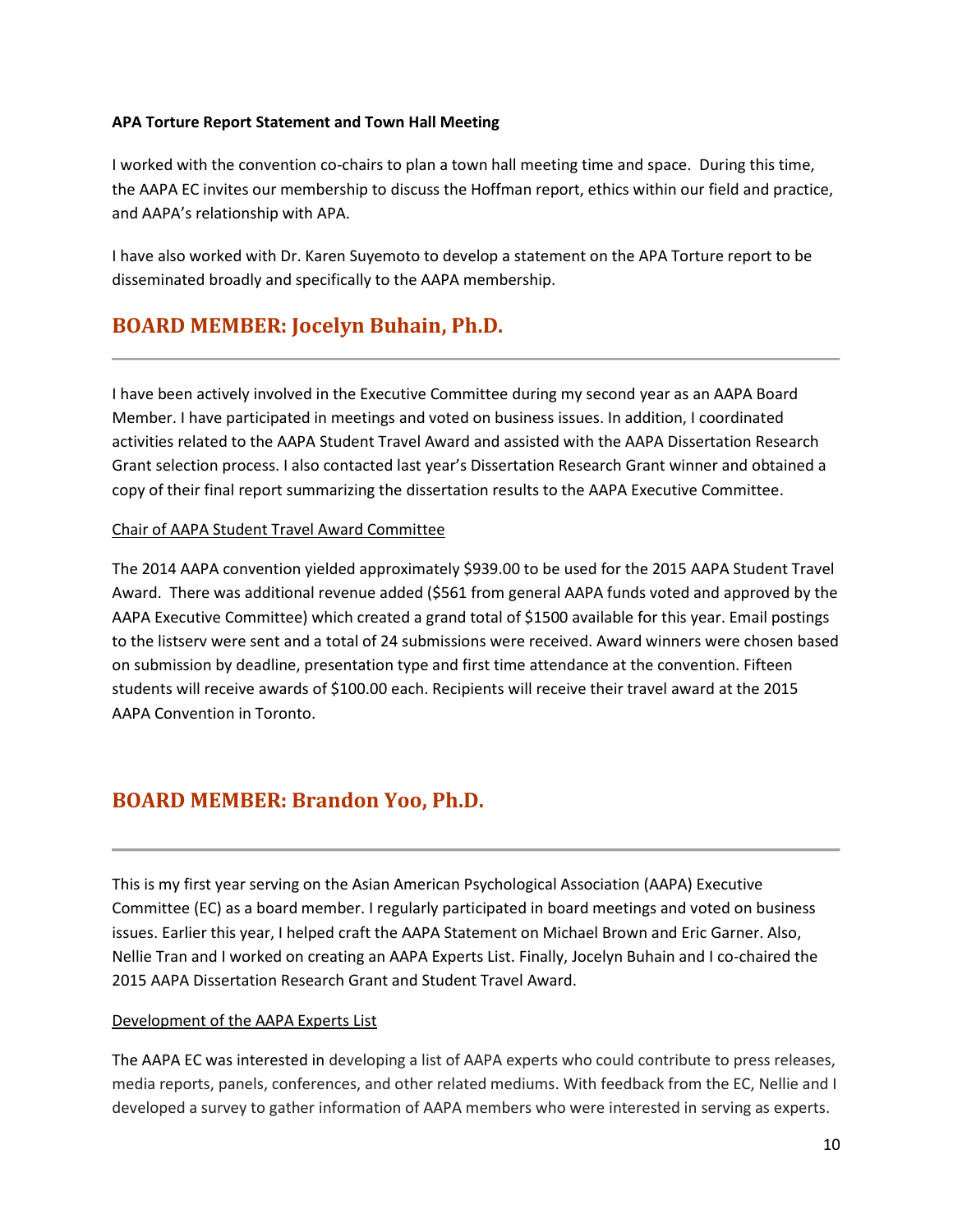**APA Torture Report Statement and Town Hall Meeting**

I worked with the convention co-chairs to plan a town hall meeting time and space. During this time, the AAPA EC invites our membership to discuss the Hoffman report, ethics within our field and practice, and AAPA's relationship with APA.

I have also worked with Dr. Karen Suyemoto to develop a statement on the APA Torture report to be disseminated broadly and specifically to the AAPA membership.

## BOARD MEMBER: Jocelyn Buhain, Ph.D.

---

I have been actively involved in the Executive Committee during my second year as an AAPA Board Member. I have participated in meetings and voted on business issues. In addition, I coordinated activities related to the AAPA Student Travel Award and assisted with the AAPA Dissertation Research Grant selection process. I also contacted last year's Dissertation Research Grant winner and obtained a copy of their final report summarizing the dissertation results to the AAPA Executive Committee.

Chair of AAPA Student Travel Award Committee

The 2014 AAPA convention yielded approximately $939.00 to be used for the 2015 AAPA Student Travel Award. There was additional revenue added ($561 from general AAPA funds voted and approved by the AAPA Executive Committee) which created a grand total of $1500 available for this year. Email postings to the listserv were sent and a total of 24 submissions were received. Award winners were chosen based on submission by deadline, presentation type and first time attendance at the convention. Fifteen students will receive awards of $100.00 each. Recipients will receive their travel award at the 2015 AAPA Convention in Toronto.

## BOARD MEMBER: Brandon Yoo, Ph.D.

---

This is my first year serving on the Asian American Psychological Association (AAPA) Executive Committee (EC) as a board member. I regularly participated in board meetings and voted on business issues. Earlier this year, I helped craft the AAPA Statement on Michael Brown and Eric Garner. Also, Nellie Tran and I worked on creating an AAPA Experts List. Finally, Jocelyn Buhain and I co-chaired the 2015 AAPA Dissertation Research Grant and Student Travel Award.

Development of the AAPA Experts List

The AAPA EC was interested in developing a list of AAPA experts who could contribute to press releases, media reports, panels, conferences, and other related mediums. With feedback from the EC, Nellie and I developed a survey to gather information of AAPA members who were interested in serving as experts.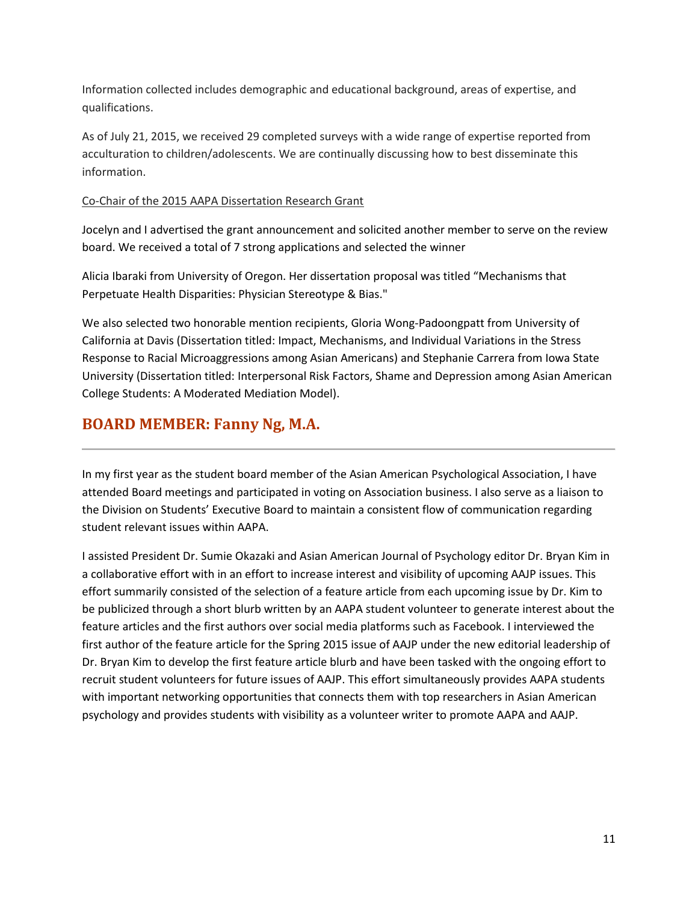Information collected includes demographic and educational background, areas of expertise, and qualifications.

As of July 21, 2015, we received 29 completed surveys with a wide range of expertise reported from acculturation to children/adolescents. We are continually discussing how to best disseminate this information.

<u>Co-Chair of the 2015 AAPA Dissertation Research Grant</u>

Jocelyn and I advertised the grant announcement and solicited another member to serve on the review board. We received a total of 7 strong applications and selected the winner

Alicia Ibaraki from University of Oregon. Her dissertation proposal was titled "Mechanisms that Perpetuate Health Disparities: Physician Stereotype & Bias."

We also selected two honorable mention recipients, Gloria Wong-Padoongpatt from University of California at Davis (Dissertation titled: Impact, Mechanisms, and Individual Variations in the Stress Response to Racial Microaggressions among Asian Americans) and Stephanie Carrera from Iowa State University (Dissertation titled: Interpersonal Risk Factors, Shame and Depression among Asian American College Students: A Moderated Mediation Model).

## BOARD MEMBER: Fanny Ng, M.A.

---

In my first year as the student board member of the Asian American Psychological Association, I have attended Board meetings and participated in voting on Association business. I also serve as a liaison to the Division on Students' Executive Board to maintain a consistent flow of communication regarding student relevant issues within AAPA.

I assisted President Dr. Sumie Okazaki and Asian American Journal of Psychology editor Dr. Bryan Kim in a collaborative effort with in an effort to increase interest and visibility of upcoming AAJP issues. This effort summarily consisted of the selection of a feature article from each upcoming issue by Dr. Kim to be publicized through a short blurb written by an AAPA student volunteer to generate interest about the feature articles and the first authors over social media platforms such as Facebook. I interviewed the first author of the feature article for the Spring 2015 issue of AAJP under the new editorial leadership of Dr. Bryan Kim to develop the first feature article blurb and have been tasked with the ongoing effort to recruit student volunteers for future issues of AAJP. This effort simultaneously provides AAPA students with important networking opportunities that connects them with top researchers in Asian American psychology and provides students with visibility as a volunteer writer to promote AAPA and AAJP.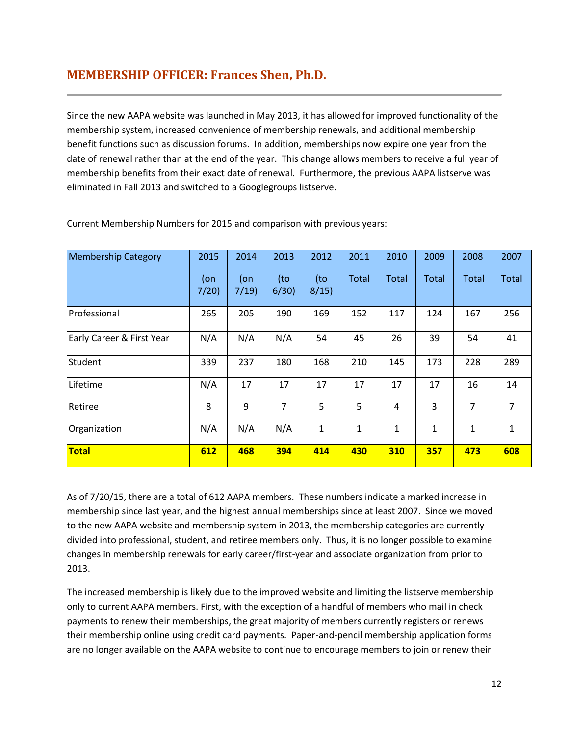## MEMBERSHIP OFFICER: Frances Shen, Ph.D.

Since the new AAPA website was launched in May 2013, it has allowed for improved functionality of the membership system, increased convenience of membership renewals, and additional membership benefit functions such as discussion forums. In addition, memberships now expire one year from the date of renewal rather than at the end of the year. This change allows members to receive a full year of membership benefits from their exact date of renewal. Furthermore, the previous AAPA listserve was eliminated in Fall 2013 and switched to a Googlegroups listserve.

Current Membership Numbers for 2015 and comparison with previous years:

| Membership Category | 2015 (on 7/20) | 2014 (on 7/19) | 2013 (to 6/30) | 2012 (to 8/15) | 2011 Total | 2010 Total | 2009 Total | 2008 Total | 2007 Total |
|---|---|---|---|---|---|---|---|---|---|
| Professional | 265 | 205 | 190 | 169 | 152 | 117 | 124 | 167 | 256 |
| Early Career & First Year | N/A | N/A | N/A | 54 | 45 | 26 | 39 | 54 | 41 |
| Student | 339 | 237 | 180 | 168 | 210 | 145 | 173 | 228 | 289 |
| Lifetime | N/A | 17 | 17 | 17 | 17 | 17 | 17 | 16 | 14 |
| Retiree | 8 | 9 | 7 | 5 | 5 | 4 | 3 | 7 | 7 |
| Organization | N/A | N/A | N/A | 1 | 1 | 1 | 1 | 1 | 1 |
| **Total** | **612** | **468** | **394** | **414** | **430** | **310** | **357** | **473** | **608** |

As of 7/20/15, there are a total of 612 AAPA members. These numbers indicate a marked increase in membership since last year, and the highest annual memberships since at least 2007. Since we moved to the new AAPA website and membership system in 2013, the membership categories are currently divided into professional, student, and retiree members only. Thus, it is no longer possible to examine changes in membership renewals for early career/first-year and associate organization from prior to 2013.

The increased membership is likely due to the improved website and limiting the listserve membership only to current AAPA members. First, with the exception of a handful of members who mail in check payments to renew their memberships, the great majority of members currently registers or renews their membership online using credit card payments. Paper-and-pencil membership application forms are no longer available on the AAPA website to continue to encourage members to join or renew their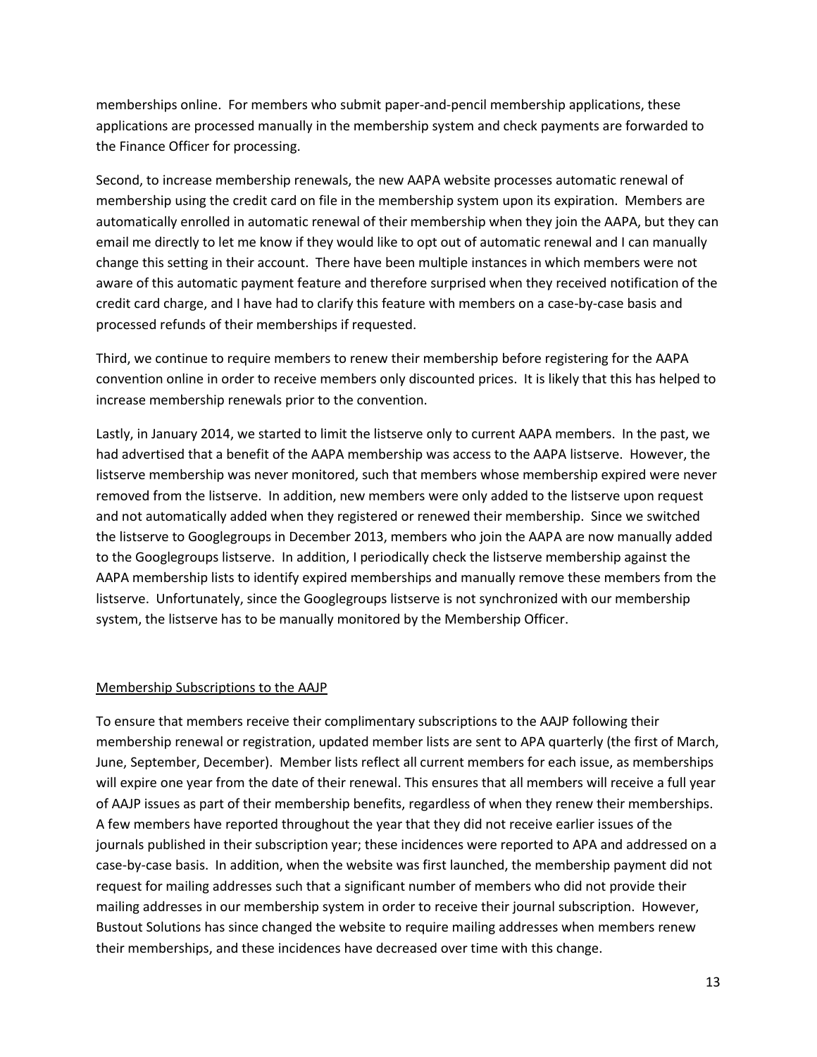memberships online. For members who submit paper-and-pencil membership applications, these applications are processed manually in the membership system and check payments are forwarded to the Finance Officer for processing.

Second, to increase membership renewals, the new AAPA website processes automatic renewal of membership using the credit card on file in the membership system upon its expiration. Members are automatically enrolled in automatic renewal of their membership when they join the AAPA, but they can email me directly to let me know if they would like to opt out of automatic renewal and I can manually change this setting in their account. There have been multiple instances in which members were not aware of this automatic payment feature and therefore surprised when they received notification of the credit card charge, and I have had to clarify this feature with members on a case-by-case basis and processed refunds of their memberships if requested.

Third, we continue to require members to renew their membership before registering for the AAPA convention online in order to receive members only discounted prices. It is likely that this has helped to increase membership renewals prior to the convention.

Lastly, in January 2014, we started to limit the listserve only to current AAPA members. In the past, we had advertised that a benefit of the AAPA membership was access to the AAPA listserve. However, the listserve membership was never monitored, such that members whose membership expired were never removed from the listserve. In addition, new members were only added to the listserve upon request and not automatically added when they registered or renewed their membership. Since we switched the listserve to Googlegroups in December 2013, members who join the AAPA are now manually added to the Googlegroups listserve. In addition, I periodically check the listserve membership against the AAPA membership lists to identify expired memberships and manually remove these members from the listserve. Unfortunately, since the Googlegroups listserve is not synchronized with our membership system, the listserve has to be manually monitored by the Membership Officer.

<u>Membership Subscriptions to the AAJP</u>

To ensure that members receive their complimentary subscriptions to the AAJP following their membership renewal or registration, updated member lists are sent to APA quarterly (the first of March, June, September, December). Member lists reflect all current members for each issue, as memberships will expire one year from the date of their renewal. This ensures that all members will receive a full year of AAJP issues as part of their membership benefits, regardless of when they renew their memberships. A few members have reported throughout the year that they did not receive earlier issues of the journals published in their subscription year; these incidences were reported to APA and addressed on a case-by-case basis. In addition, when the website was first launched, the membership payment did not request for mailing addresses such that a significant number of members who did not provide their mailing addresses in our membership system in order to receive their journal subscription. However, Bustout Solutions has since changed the website to require mailing addresses when members renew their memberships, and these incidences have decreased over time with this change.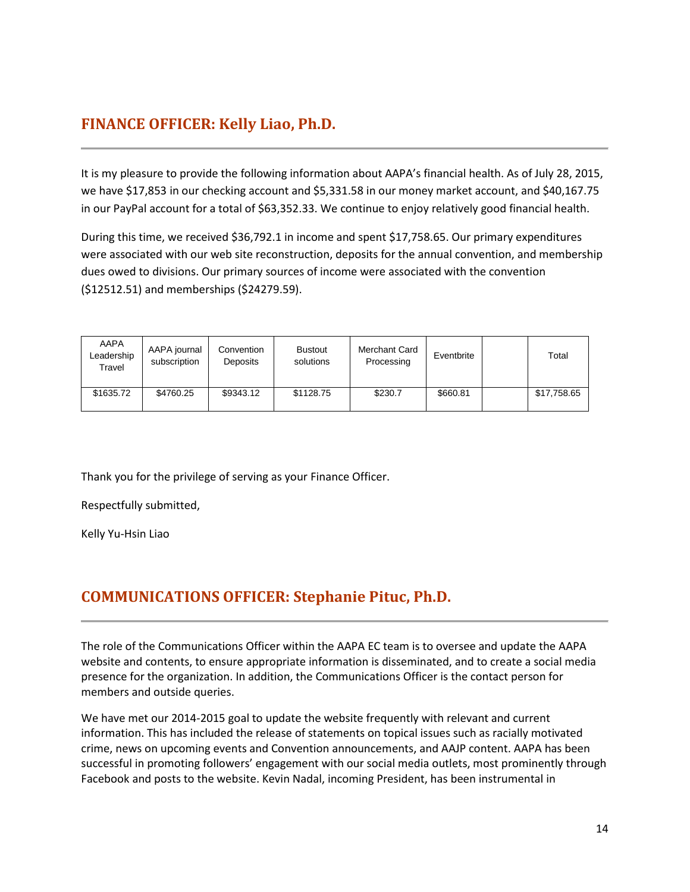## FINANCE OFFICER: Kelly Liao, Ph.D.

It is my pleasure to provide the following information about AAPA's financial health. As of July 28, 2015, we have $17,853 in our checking account and $5,331.58 in our money market account, and $40,167.75 in our PayPal account for a total of $63,352.33. We continue to enjoy relatively good financial health.

During this time, we received $36,792.1 in income and spent $17,758.65. Our primary expenditures were associated with our web site reconstruction, deposits for the annual convention, and membership dues owed to divisions. Our primary sources of income were associated with the convention ($12512.51) and memberships ($24279.59).

| AAPA Leadership Travel | AAPA journal subscription | Convention Deposits | Bustout solutions | Merchant Card Processing | Eventbrite | | Total |
|---|---|---|---|---|---|---|---|
| $1635.72 | $4760.25 | $9343.12 | $1128.75 | $230.7 | $660.81 | | $17,758.65 |

Thank you for the privilege of serving as your Finance Officer.

Respectfully submitted,

Kelly Yu-Hsin Liao

## COMMUNICATIONS OFFICER: Stephanie Pituc, Ph.D.

The role of the Communications Officer within the AAPA EC team is to oversee and update the AAPA website and contents, to ensure appropriate information is disseminated, and to create a social media presence for the organization. In addition, the Communications Officer is the contact person for members and outside queries.

We have met our 2014-2015 goal to update the website frequently with relevant and current information. This has included the release of statements on topical issues such as racially motivated crime, news on upcoming events and Convention announcements, and AAJP content. AAPA has been successful in promoting followers' engagement with our social media outlets, most prominently through Facebook and posts to the website. Kevin Nadal, incoming President, has been instrumental in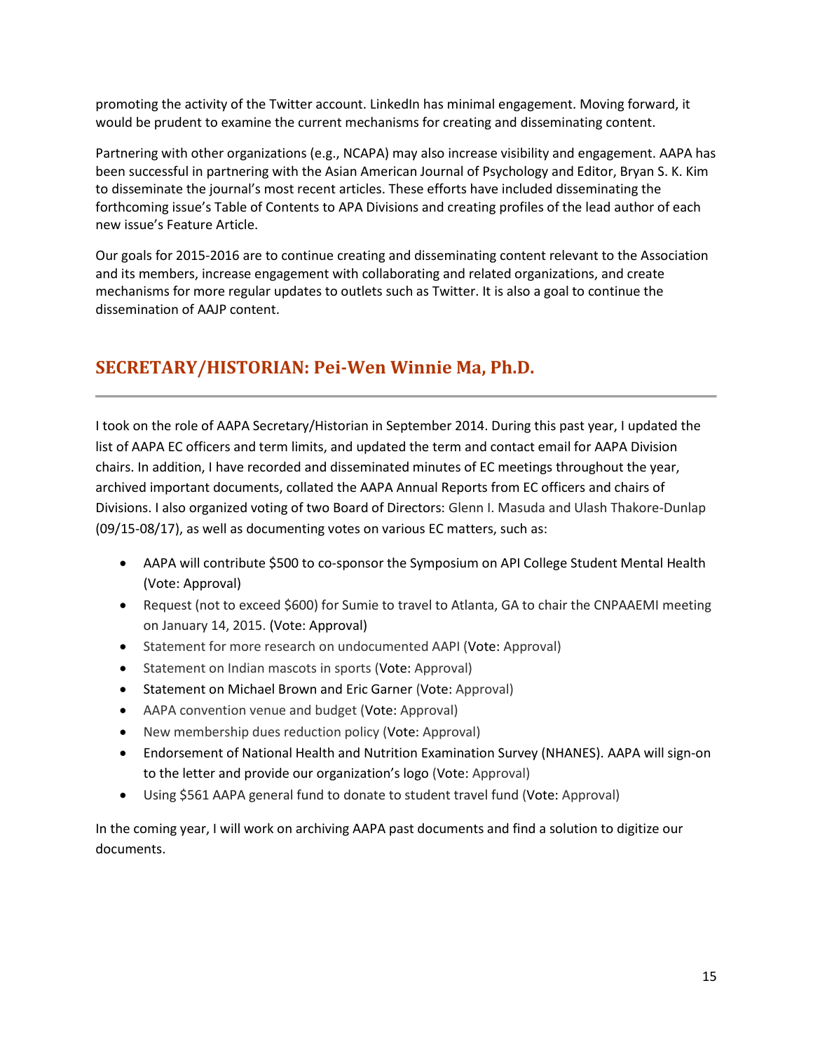promoting the activity of the Twitter account. LinkedIn has minimal engagement. Moving forward, it would be prudent to examine the current mechanisms for creating and disseminating content.

Partnering with other organizations (e.g., NCAPA) may also increase visibility and engagement. AAPA has been successful in partnering with the Asian American Journal of Psychology and Editor, Bryan S. K. Kim to disseminate the journal's most recent articles. These efforts have included disseminating the forthcoming issue's Table of Contents to APA Divisions and creating profiles of the lead author of each new issue's Feature Article.

Our goals for 2015-2016 are to continue creating and disseminating content relevant to the Association and its members, increase engagement with collaborating and related organizations, and create mechanisms for more regular updates to outlets such as Twitter. It is also a goal to continue the dissemination of AAJP content.

## SECRETARY/HISTORIAN: Pei-Wen Winnie Ma, Ph.D.

I took on the role of AAPA Secretary/Historian in September 2014. During this past year, I updated the list of AAPA EC officers and term limits, and updated the term and contact email for AAPA Division chairs. In addition, I have recorded and disseminated minutes of EC meetings throughout the year, archived important documents, collated the AAPA Annual Reports from EC officers and chairs of Divisions. I also organized voting of two Board of Directors: Glenn I. Masuda and Ulash Thakore-Dunlap (09/15-08/17), as well as documenting votes on various EC matters, such as:

- AAPA will contribute $500 to co-sponsor the Symposium on API College Student Mental Health (Vote: Approval)
- Request (not to exceed $600) for Sumie to travel to Atlanta, GA to chair the CNPAAEMI meeting on January 14, 2015. (Vote: Approval)
- Statement for more research on undocumented AAPI (Vote: Approval)
- Statement on Indian mascots in sports (Vote: Approval)
- Statement on Michael Brown and Eric Garner (Vote: Approval)
- AAPA convention venue and budget (Vote: Approval)
- New membership dues reduction policy (Vote: Approval)
- Endorsement of National Health and Nutrition Examination Survey (NHANES). AAPA will sign-on to the letter and provide our organization's logo (Vote: Approval)
- Using $561 AAPA general fund to donate to student travel fund (Vote: Approval)

In the coming year, I will work on archiving AAPA past documents and find a solution to digitize our documents.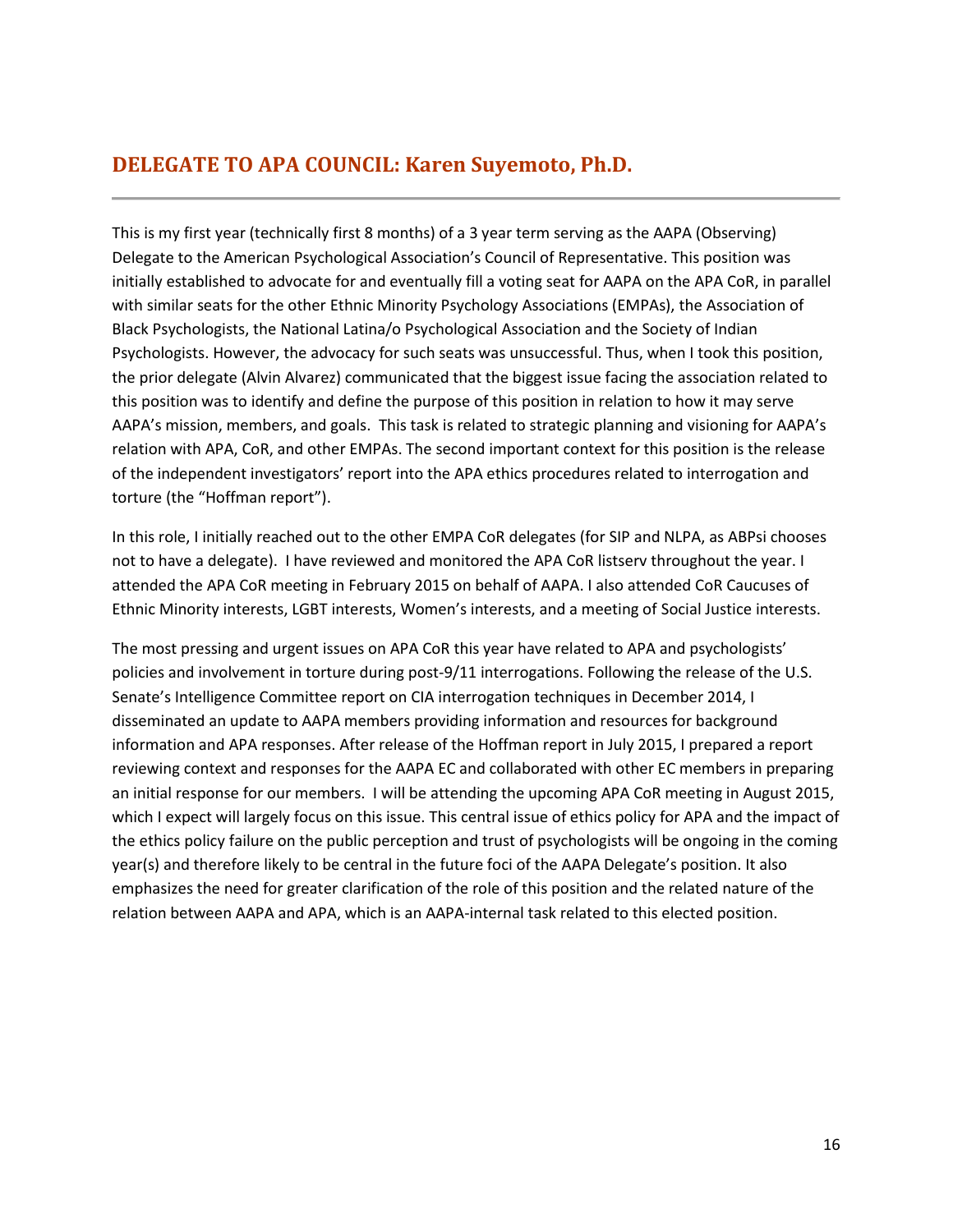## DELEGATE TO APA COUNCIL: Karen Suyemoto, Ph.D.

This is my first year (technically first 8 months) of a 3 year term serving as the AAPA (Observing) Delegate to the American Psychological Association's Council of Representative. This position was initially established to advocate for and eventually fill a voting seat for AAPA on the APA CoR, in parallel with similar seats for the other Ethnic Minority Psychology Associations (EMPAs), the Association of Black Psychologists, the National Latina/o Psychological Association and the Society of Indian Psychologists. However, the advocacy for such seats was unsuccessful. Thus, when I took this position, the prior delegate (Alvin Alvarez) communicated that the biggest issue facing the association related to this position was to identify and define the purpose of this position in relation to how it may serve AAPA's mission, members, and goals. This task is related to strategic planning and visioning for AAPA's relation with APA, CoR, and other EMPAs. The second important context for this position is the release of the independent investigators' report into the APA ethics procedures related to interrogation and torture (the "Hoffman report").

In this role, I initially reached out to the other EMPA CoR delegates (for SIP and NLPA, as ABPsi chooses not to have a delegate). I have reviewed and monitored the APA CoR listserv throughout the year. I attended the APA CoR meeting in February 2015 on behalf of AAPA. I also attended CoR Caucuses of Ethnic Minority interests, LGBT interests, Women's interests, and a meeting of Social Justice interests.

The most pressing and urgent issues on APA CoR this year have related to APA and psychologists' policies and involvement in torture during post-9/11 interrogations. Following the release of the U.S. Senate's Intelligence Committee report on CIA interrogation techniques in December 2014, I disseminated an update to AAPA members providing information and resources for background information and APA responses. After release of the Hoffman report in July 2015, I prepared a report reviewing context and responses for the AAPA EC and collaborated with other EC members in preparing an initial response for our members. I will be attending the upcoming APA CoR meeting in August 2015, which I expect will largely focus on this issue. This central issue of ethics policy for APA and the impact of the ethics policy failure on the public perception and trust of psychologists will be ongoing in the coming year(s) and therefore likely to be central in the future foci of the AAPA Delegate's position. It also emphasizes the need for greater clarification of the role of this position and the related nature of the relation between AAPA and APA, which is an AAPA-internal task related to this elected position.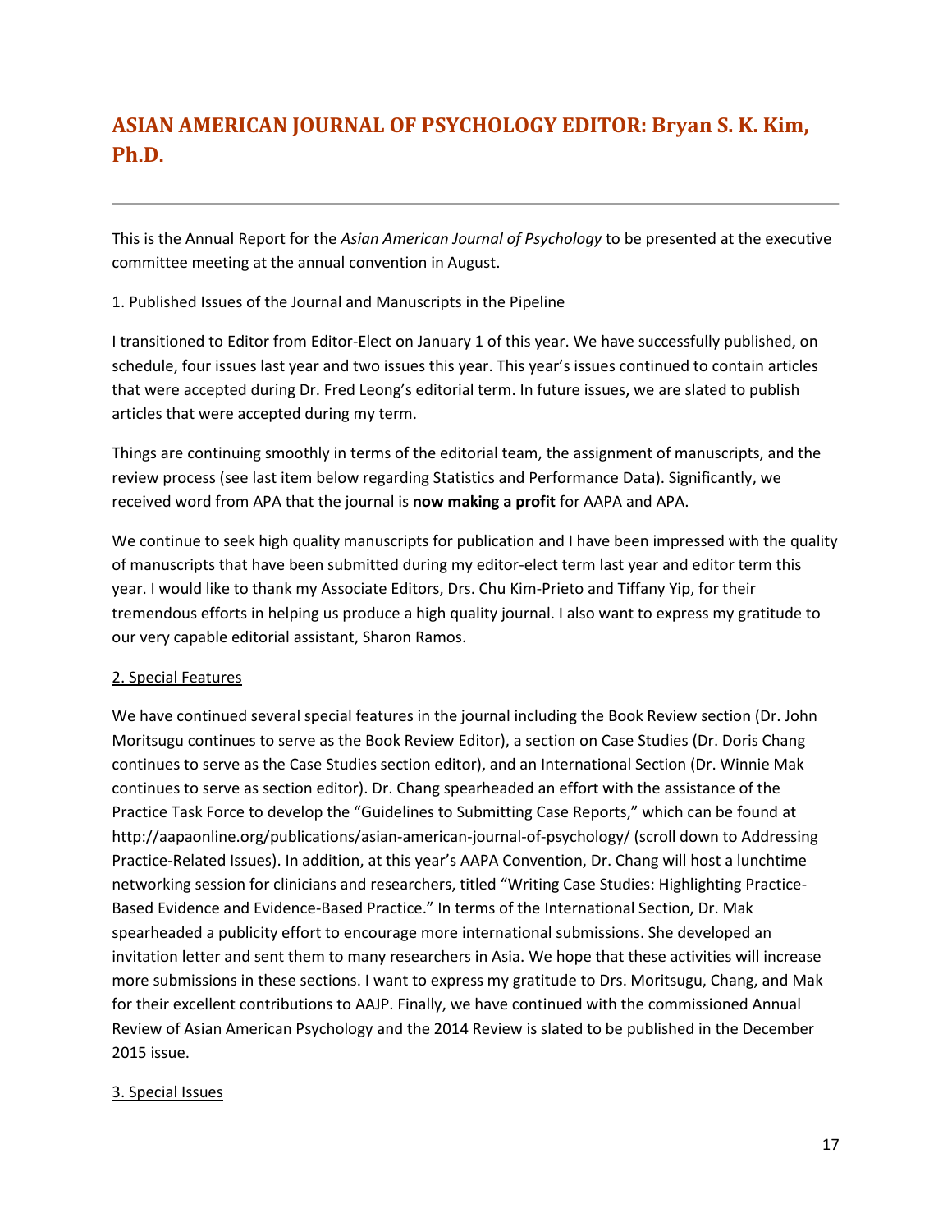## ASIAN AMERICAN JOURNAL OF PSYCHOLOGY EDITOR: Bryan S. K. Kim, Ph.D.

---

This is the Annual Report for the *Asian American Journal of Psychology* to be presented at the executive committee meeting at the annual convention in August.

1. Published Issues of the Journal and Manuscripts in the Pipeline

I transitioned to Editor from Editor-Elect on January 1 of this year. We have successfully published, on schedule, four issues last year and two issues this year. This year's issues continued to contain articles that were accepted during Dr. Fred Leong's editorial term. In future issues, we are slated to publish articles that were accepted during my term.

Things are continuing smoothly in terms of the editorial team, the assignment of manuscripts, and the review process (see last item below regarding Statistics and Performance Data). Significantly, we received word from APA that the journal is **now making a profit** for AAPA and APA.

We continue to seek high quality manuscripts for publication and I have been impressed with the quality of manuscripts that have been submitted during my editor-elect term last year and editor term this year. I would like to thank my Associate Editors, Drs. Chu Kim-Prieto and Tiffany Yip, for their tremendous efforts in helping us produce a high quality journal. I also want to express my gratitude to our very capable editorial assistant, Sharon Ramos.

2. Special Features

We have continued several special features in the journal including the Book Review section (Dr. John Moritsugu continues to serve as the Book Review Editor), a section on Case Studies (Dr. Doris Chang continues to serve as the Case Studies section editor), and an International Section (Dr. Winnie Mak continues to serve as section editor). Dr. Chang spearheaded an effort with the assistance of the Practice Task Force to develop the "Guidelines to Submitting Case Reports," which can be found at http://aapaonline.org/publications/asian-american-journal-of-psychology/ (scroll down to Addressing Practice-Related Issues). In addition, at this year's AAPA Convention, Dr. Chang will host a lunchtime networking session for clinicians and researchers, titled "Writing Case Studies: Highlighting Practice-Based Evidence and Evidence-Based Practice." In terms of the International Section, Dr. Mak spearheaded a publicity effort to encourage more international submissions. She developed an invitation letter and sent them to many researchers in Asia. We hope that these activities will increase more submissions in these sections. I want to express my gratitude to Drs. Moritsugu, Chang, and Mak for their excellent contributions to AAJP. Finally, we have continued with the commissioned Annual Review of Asian American Psychology and the 2014 Review is slated to be published in the December 2015 issue.

3. Special Issues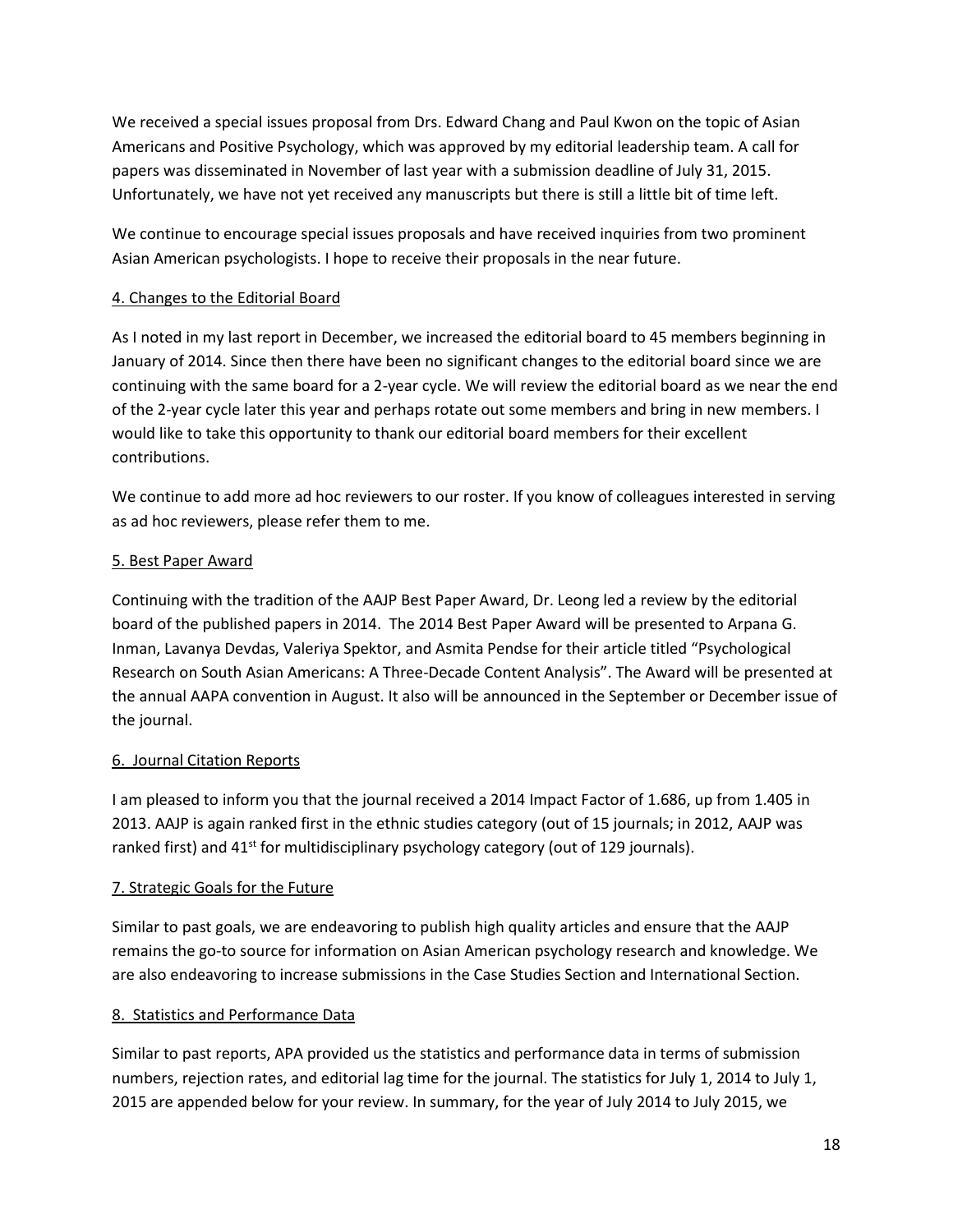We received a special issues proposal from Drs. Edward Chang and Paul Kwon on the topic of Asian Americans and Positive Psychology, which was approved by my editorial leadership team. A call for papers was disseminated in November of last year with a submission deadline of July 31, 2015. Unfortunately, we have not yet received any manuscripts but there is still a little bit of time left.

We continue to encourage special issues proposals and have received inquiries from two prominent Asian American psychologists. I hope to receive their proposals in the near future.

4. Changes to the Editorial Board

As I noted in my last report in December, we increased the editorial board to 45 members beginning in January of 2014. Since then there have been no significant changes to the editorial board since we are continuing with the same board for a 2-year cycle. We will review the editorial board as we near the end of the 2-year cycle later this year and perhaps rotate out some members and bring in new members. I would like to take this opportunity to thank our editorial board members for their excellent contributions.

We continue to add more ad hoc reviewers to our roster. If you know of colleagues interested in serving as ad hoc reviewers, please refer them to me.

5. Best Paper Award

Continuing with the tradition of the AAJP Best Paper Award, Dr. Leong led a review by the editorial board of the published papers in 2014. The 2014 Best Paper Award will be presented to Arpana G. Inman, Lavanya Devdas, Valeriya Spektor, and Asmita Pendse for their article titled "Psychological Research on South Asian Americans: A Three-Decade Content Analysis". The Award will be presented at the annual AAPA convention in August. It also will be announced in the September or December issue of the journal.

6. Journal Citation Reports

I am pleased to inform you that the journal received a 2014 Impact Factor of 1.686, up from 1.405 in 2013. AAJP is again ranked first in the ethnic studies category (out of 15 journals; in 2012, AAJP was ranked first) and 41st for multidisciplinary psychology category (out of 129 journals).

7. Strategic Goals for the Future

Similar to past goals, we are endeavoring to publish high quality articles and ensure that the AAJP remains the go-to source for information on Asian American psychology research and knowledge. We are also endeavoring to increase submissions in the Case Studies Section and International Section.

8. Statistics and Performance Data

Similar to past reports, APA provided us the statistics and performance data in terms of submission numbers, rejection rates, and editorial lag time for the journal. The statistics for July 1, 2014 to July 1, 2015 are appended below for your review. In summary, for the year of July 2014 to July 2015, we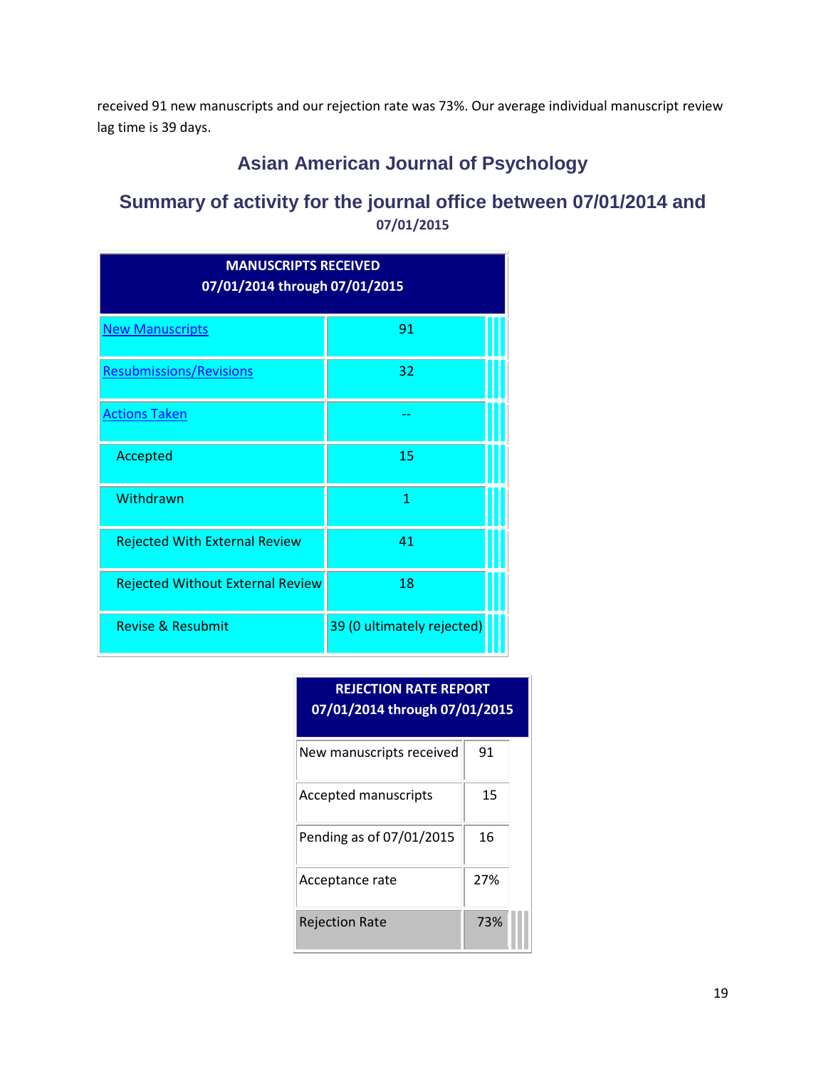received 91 new manuscripts and our rejection rate was 73%. Our average individual manuscript review lag time is 39 days.

## Asian American Journal of Psychology

## Summary of activity for the journal office between 07/01/2014 and 07/01/2015

| MANUSCRIPTS RECEIVED 07/01/2014 through 07/01/2015 | |
|---|---|
| New Manuscripts | 91 |
| Resubmissions/Revisions | 32 |
| Actions Taken | -- |
| Accepted | 15 |
| Withdrawn | 1 |
| Rejected With External Review | 41 |
| Rejected Without External Review | 18 |
| Revise & Resubmit | 39 (0 ultimately rejected) |

| REJECTION RATE REPORT 07/01/2014 through 07/01/2015 | |
|---|---|
| New manuscripts received | 91 |
| Accepted manuscripts | 15 |
| Pending as of 07/01/2015 | 16 |
| Acceptance rate | 27% |
| Rejection Rate | 73% |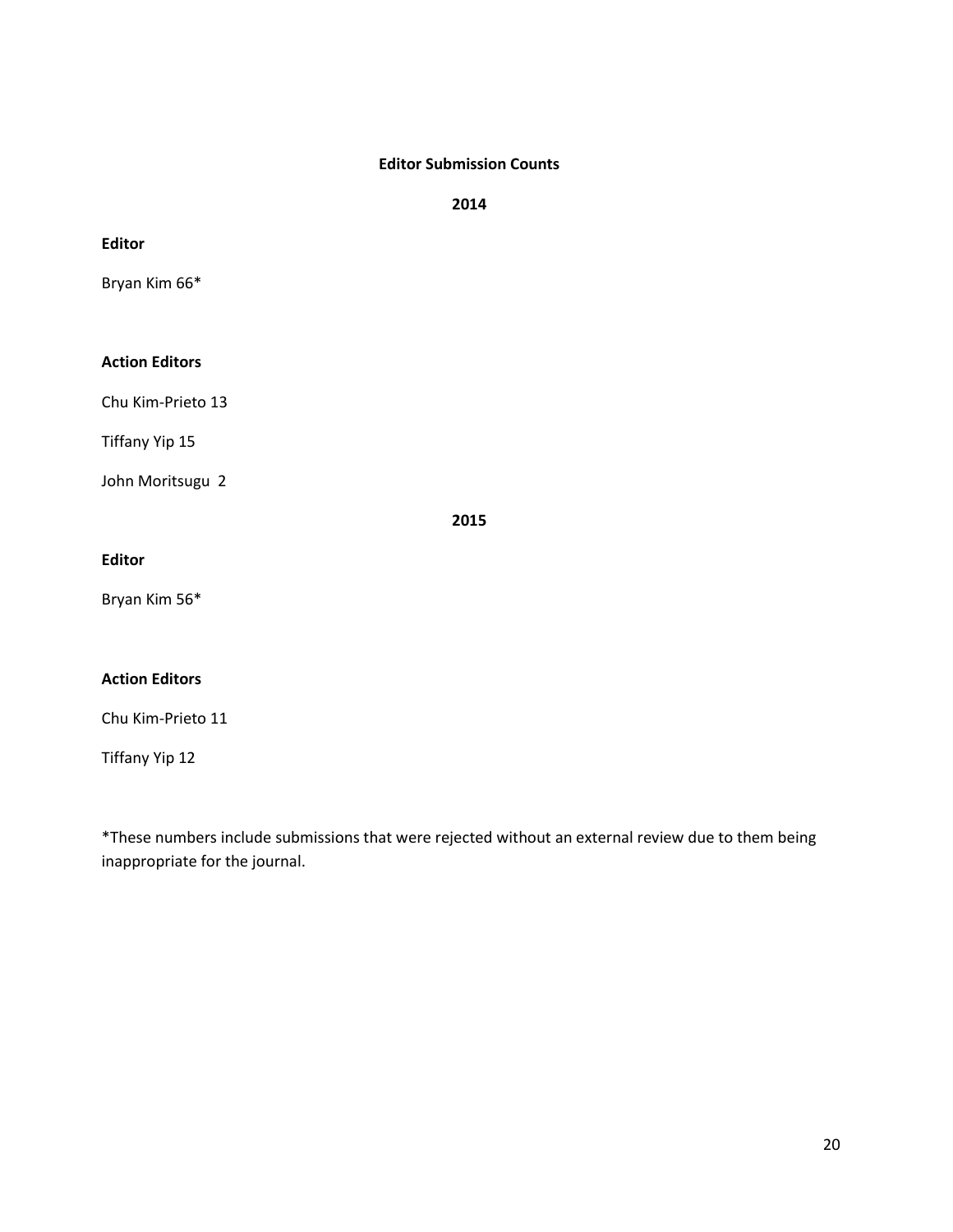## Editor Submission Counts

### 2014

**Editor**

Bryan Kim 66*

**Action Editors**

Chu Kim-Prieto 13

Tiffany Yip 15

John Moritsugu 2

### 2015

**Editor**

Bryan Kim 56*

**Action Editors**

Chu Kim-Prieto 11

Tiffany Yip 12

*These numbers include submissions that were rejected without an external review due to them being inappropriate for the journal.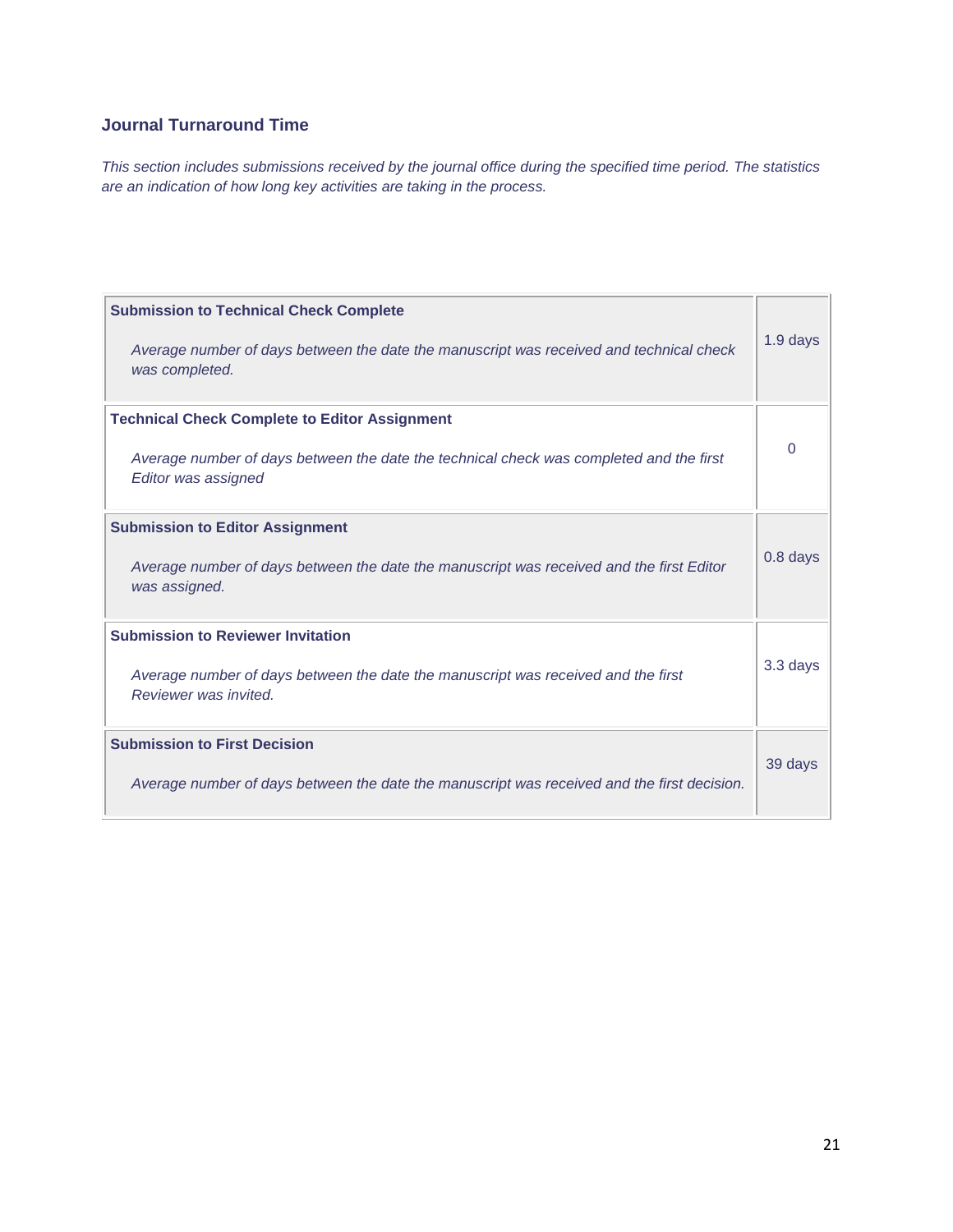### Journal Turnaround Time

*This section includes submissions received by the journal office during the specified time period. The statistics are an indication of how long key activities are taking in the process.*

| Metric | Value |
|---|---|
| **Submission to Technical Check Complete**<br>*Average number of days between the date the manuscript was received and technical check was completed.* | 1.9 days |
| **Technical Check Complete to Editor Assignment**<br>*Average number of days between the date the technical check was completed and the first Editor was assigned* | 0 |
| **Submission to Editor Assignment**<br>*Average number of days between the date the manuscript was received and the first Editor was assigned.* | 0.8 days |
| **Submission to Reviewer Invitation**<br>*Average number of days between the date the manuscript was received and the first Reviewer was invited.* | 3.3 days |
| **Submission to First Decision**<br>*Average number of days between the date the manuscript was received and the first decision.* | 39 days |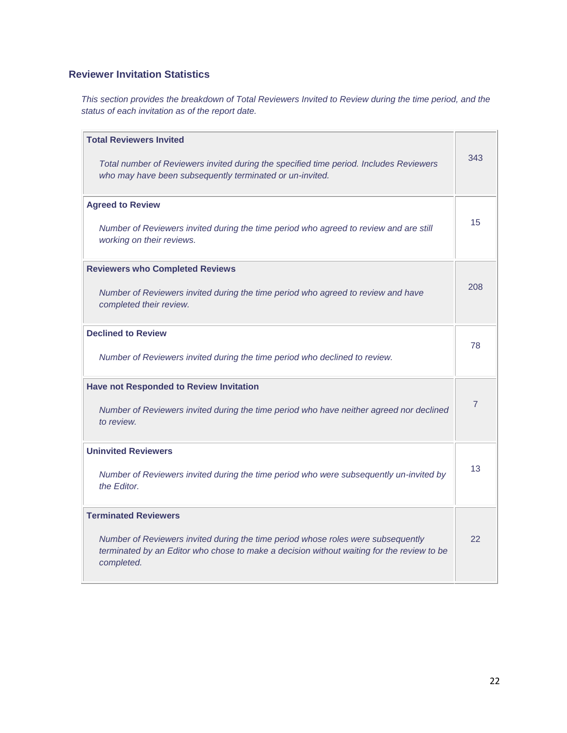### Reviewer Invitation Statistics

*This section provides the breakdown of Total Reviewers Invited to Review during the time period, and the status of each invitation as of the report date.*

| Metric | Count |
|---|---|
| **Total Reviewers Invited**<br><br>*Total number of Reviewers invited during the specified time period. Includes Reviewers who may have been subsequently terminated or un-invited.* | 343 |
| **Agreed to Review**<br><br>*Number of Reviewers invited during the time period who agreed to review and are still working on their reviews.* | 15 |
| **Reviewers who Completed Reviews**<br><br>*Number of Reviewers invited during the time period who agreed to review and have completed their review.* | 208 |
| **Declined to Review**<br><br>*Number of Reviewers invited during the time period who declined to review.* | 78 |
| **Have not Responded to Review Invitation**<br><br>*Number of Reviewers invited during the time period who have neither agreed nor declined to review.* | 7 |
| **Uninvited Reviewers**<br><br>*Number of Reviewers invited during the time period who were subsequently un-invited by the Editor.* | 13 |
| **Terminated Reviewers**<br><br>*Number of Reviewers invited during the time period whose roles were subsequently terminated by an Editor who chose to make a decision without waiting for the review to be completed.* | 22 |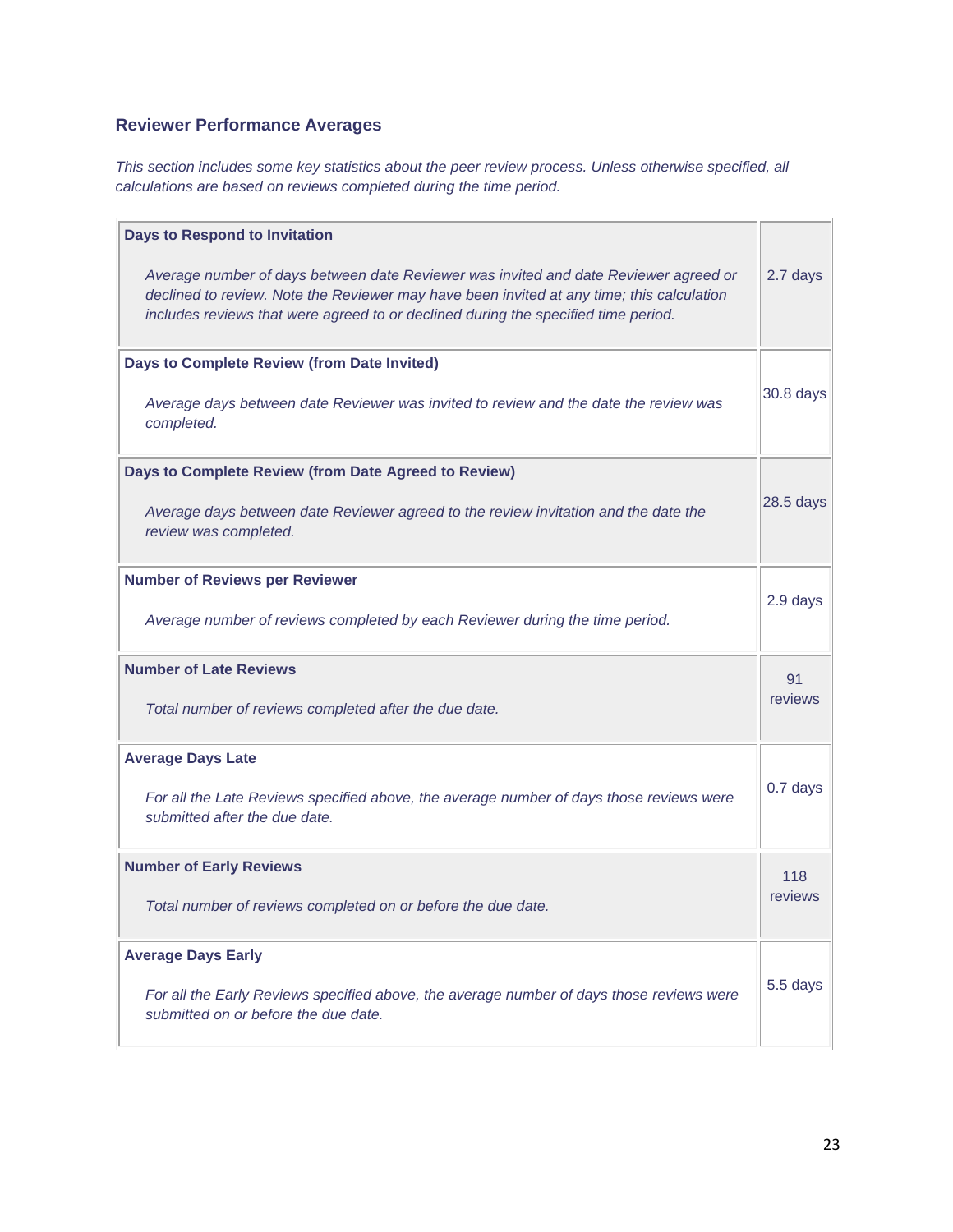## Reviewer Performance Averages

*This section includes some key statistics about the peer review process. Unless otherwise specified, all calculations are based on reviews completed during the time period.*

| Metric | Value |
|---|---|
| **Days to Respond to Invitation**<br><br>*Average number of days between date Reviewer was invited and date Reviewer agreed or declined to review. Note the Reviewer may have been invited at any time; this calculation includes reviews that were agreed to or declined during the specified time period.* | 2.7 days |
| **Days to Complete Review (from Date Invited)**<br><br>*Average days between date Reviewer was invited to review and the date the review was completed.* | 30.8 days |
| **Days to Complete Review (from Date Agreed to Review)**<br><br>*Average days between date Reviewer agreed to the review invitation and the date the review was completed.* | 28.5 days |
| **Number of Reviews per Reviewer**<br><br>*Average number of reviews completed by each Reviewer during the time period.* | 2.9 days |
| **Number of Late Reviews**<br><br>*Total number of reviews completed after the due date.* | 91 reviews |
| **Average Days Late**<br><br>*For all the Late Reviews specified above, the average number of days those reviews were submitted after the due date.* | 0.7 days |
| **Number of Early Reviews**<br><br>*Total number of reviews completed on or before the due date.* | 118 reviews |
| **Average Days Early**<br><br>*For all the Early Reviews specified above, the average number of days those reviews were submitted on or before the due date.* | 5.5 days |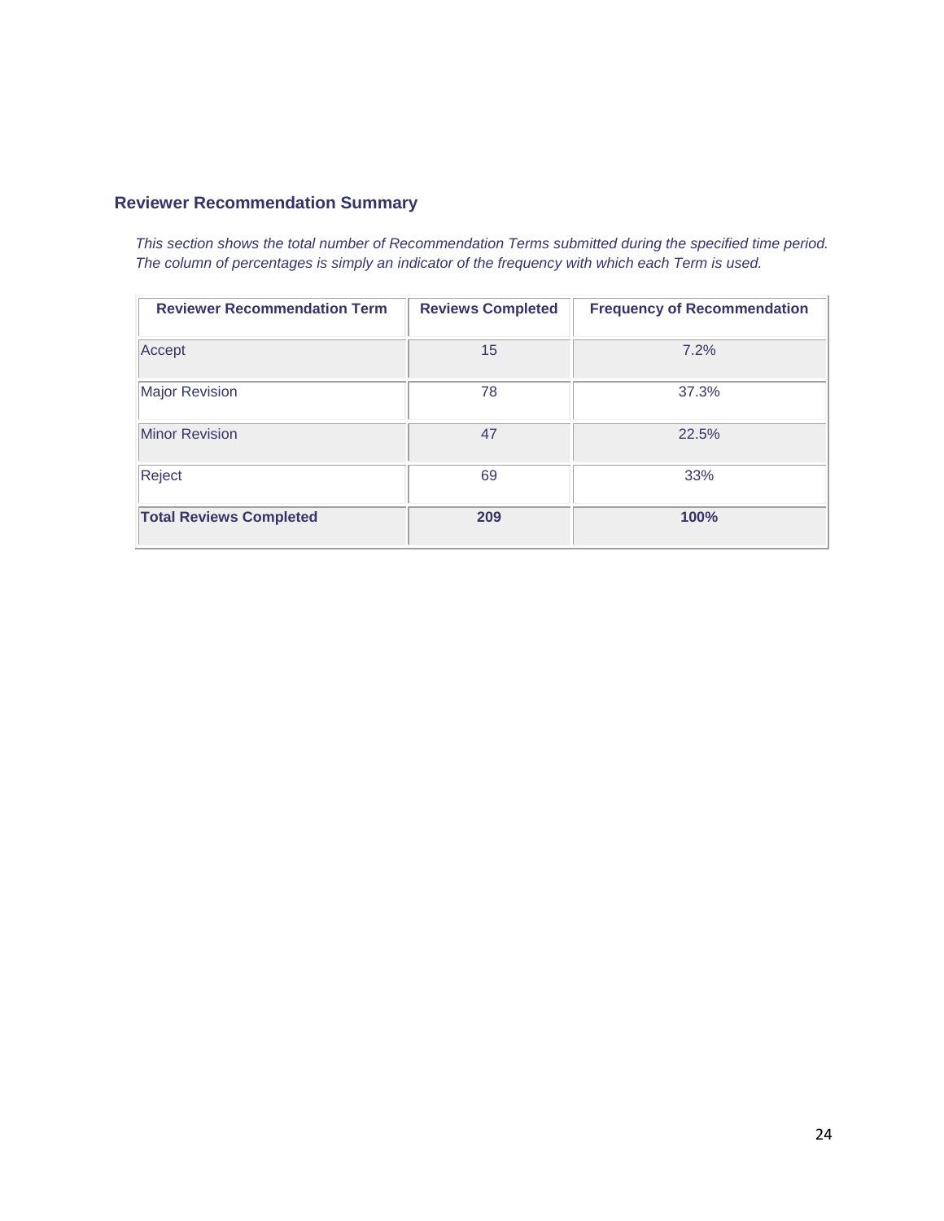## Reviewer Recommendation Summary

*This section shows the total number of Recommendation Terms submitted during the specified time period. The column of percentages is simply an indicator of the frequency with which each Term is used.*

| Reviewer Recommendation Term | Reviews Completed | Frequency of Recommendation |
|---|---|---|
| Accept | 15 | 7.2% |
| Major Revision | 78 | 37.3% |
| Minor Revision | 47 | 22.5% |
| Reject | 69 | 33% |
| **Total Reviews Completed** | **209** | **100%** |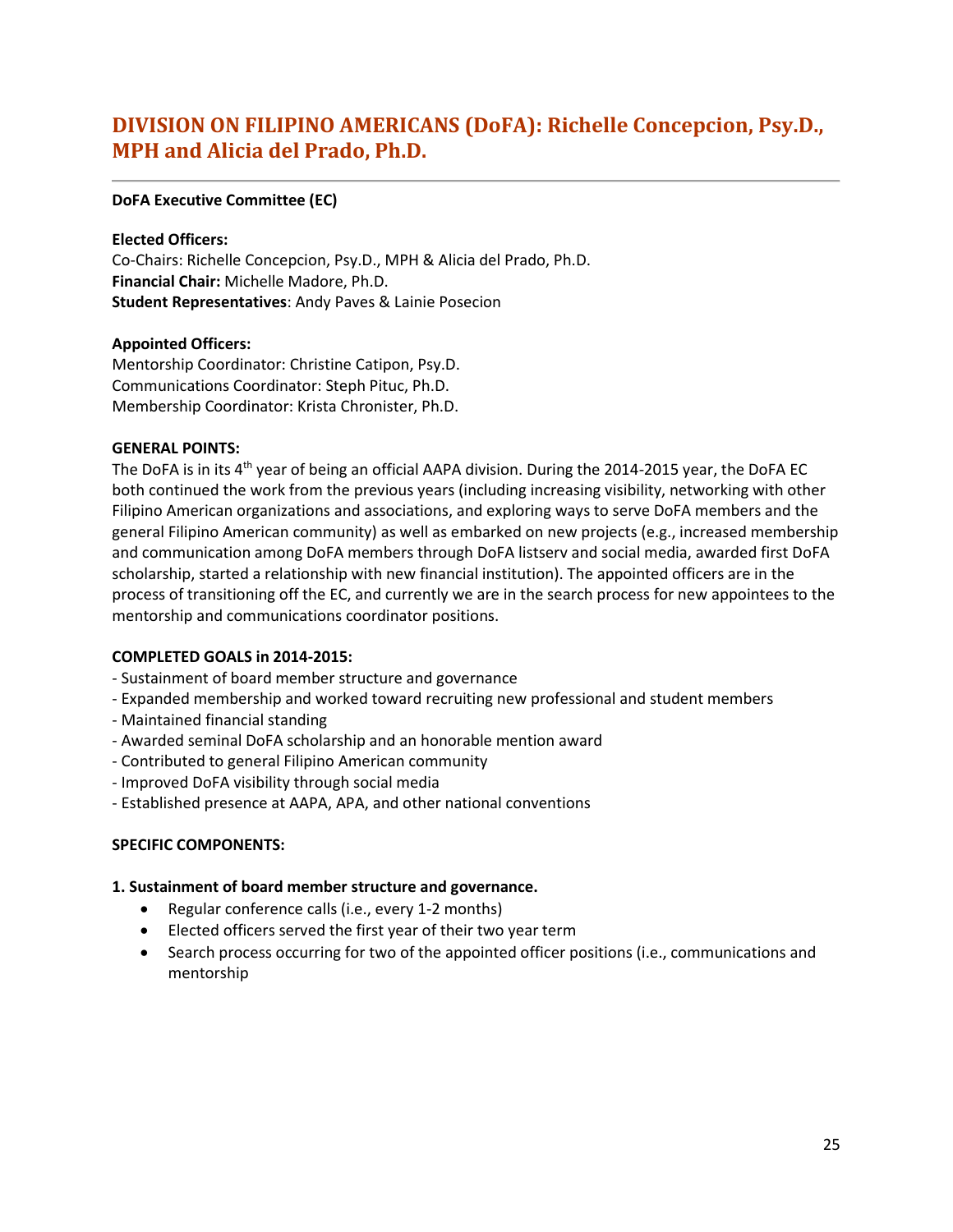## DIVISION ON FILIPINO AMERICANS (DoFA): Richelle Concepcion, Psy.D., MPH and Alicia del Prado, Ph.D.

**DoFA Executive Committee (EC)**

**Elected Officers:**
Co-Chairs: Richelle Concepcion, Psy.D., MPH & Alicia del Prado, Ph.D.
**Financial Chair:** Michelle Madore, Ph.D.
**Student Representatives**: Andy Paves & Lainie Posecion

**Appointed Officers:**
Mentorship Coordinator: Christine Catipon, Psy.D.
Communications Coordinator: Steph Pituc, Ph.D.
Membership Coordinator: Krista Chronister, Ph.D.

**GENERAL POINTS:**
The DoFA is in its 4th year of being an official AAPA division. During the 2014-2015 year, the DoFA EC both continued the work from the previous years (including increasing visibility, networking with other Filipino American organizations and associations, and exploring ways to serve DoFA members and the general Filipino American community) as well as embarked on new projects (e.g., increased membership and communication among DoFA members through DoFA listserv and social media, awarded first DoFA scholarship, started a relationship with new financial institution). The appointed officers are in the process of transitioning off the EC, and currently we are in the search process for new appointees to the mentorship and communications coordinator positions.

**COMPLETED GOALS in 2014-2015:**
- Sustainment of board member structure and governance
- Expanded membership and worked toward recruiting new professional and student members
- Maintained financial standing
- Awarded seminal DoFA scholarship and an honorable mention award
- Contributed to general Filipino American community
- Improved DoFA visibility through social media
- Established presence at AAPA, APA, and other national conventions

**SPECIFIC COMPONENTS:**

**1. Sustainment of board member structure and governance.**

- Regular conference calls (i.e., every 1-2 months)
- Elected officers served the first year of their two year term
- Search process occurring for two of the appointed officer positions (i.e., communications and mentorship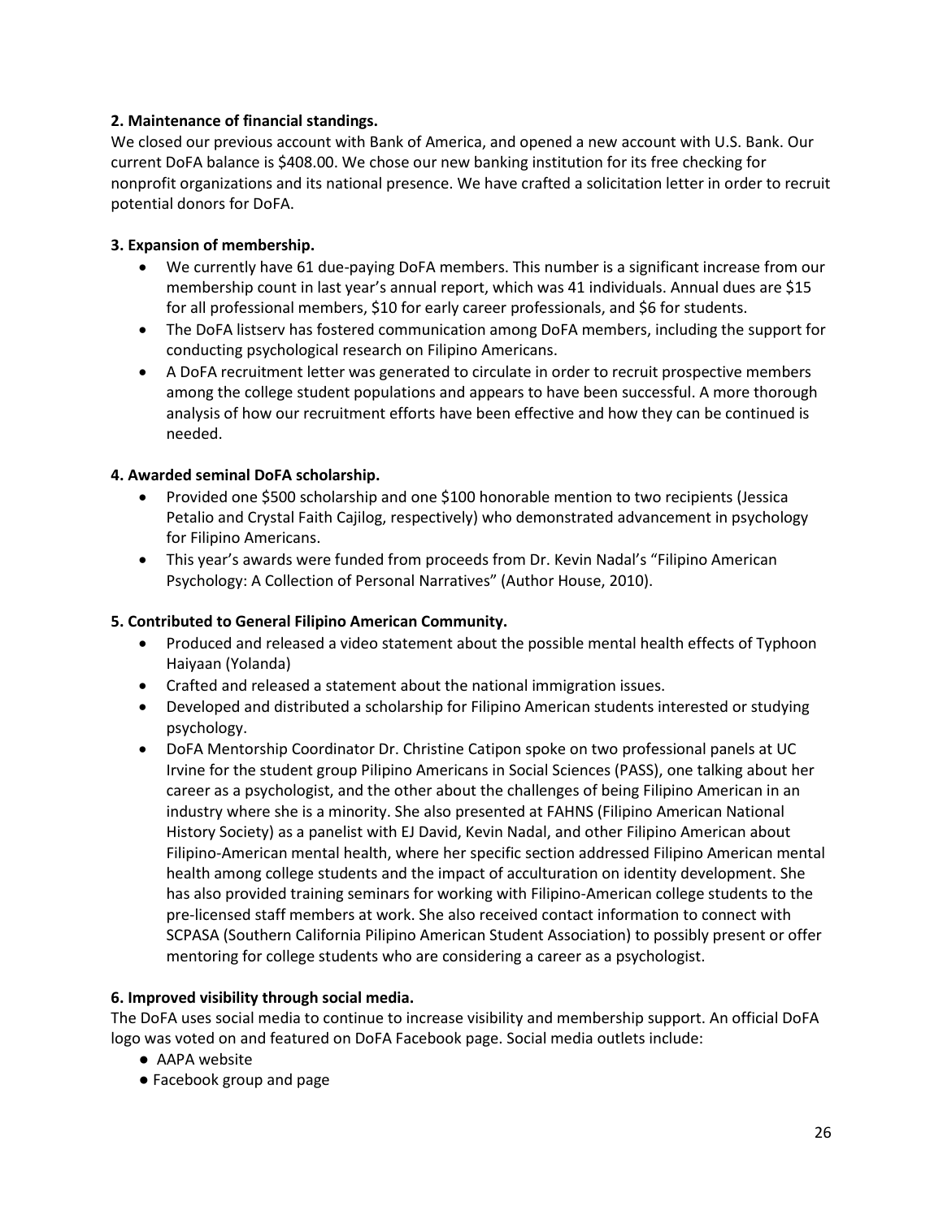**2. Maintenance of financial standings.**

We closed our previous account with Bank of America, and opened a new account with U.S. Bank. Our current DoFA balance is $408.00. We chose our new banking institution for its free checking for nonprofit organizations and its national presence. We have crafted a solicitation letter in order to recruit potential donors for DoFA.

**3. Expansion of membership.**

- We currently have 61 due-paying DoFA members. This number is a significant increase from our membership count in last year's annual report, which was 41 individuals. Annual dues are $15 for all professional members, $10 for early career professionals, and $6 for students.
- The DoFA listserv has fostered communication among DoFA members, including the support for conducting psychological research on Filipino Americans.
- A DoFA recruitment letter was generated to circulate in order to recruit prospective members among the college student populations and appears to have been successful. A more thorough analysis of how our recruitment efforts have been effective and how they can be continued is needed.

**4. Awarded seminal DoFA scholarship.**

- Provided one $500 scholarship and one $100 honorable mention to two recipients (Jessica Petalio and Crystal Faith Cajilog, respectively) who demonstrated advancement in psychology for Filipino Americans.
- This year's awards were funded from proceeds from Dr. Kevin Nadal's "Filipino American Psychology: A Collection of Personal Narratives" (Author House, 2010).

**5. Contributed to General Filipino American Community.**

- Produced and released a video statement about the possible mental health effects of Typhoon Haiyaan (Yolanda)
- Crafted and released a statement about the national immigration issues.
- Developed and distributed a scholarship for Filipino American students interested or studying psychology.
- DoFA Mentorship Coordinator Dr. Christine Catipon spoke on two professional panels at UC Irvine for the student group Pilipino Americans in Social Sciences (PASS), one talking about her career as a psychologist, and the other about the challenges of being Filipino American in an industry where she is a minority. She also presented at FAHNS (Filipino American National History Society) as a panelist with EJ David, Kevin Nadal, and other Filipino American about Filipino-American mental health, where her specific section addressed Filipino American mental health among college students and the impact of acculturation on identity development. She has also provided training seminars for working with Filipino-American college students to the pre-licensed staff members at work. She also received contact information to connect with SCPASA (Southern California Pilipino American Student Association) to possibly present or offer mentoring for college students who are considering a career as a psychologist.

**6. Improved visibility through social media.**

The DoFA uses social media to continue to increase visibility and membership support. An official DoFA logo was voted on and featured on DoFA Facebook page. Social media outlets include:

- AAPA website
- Facebook group and page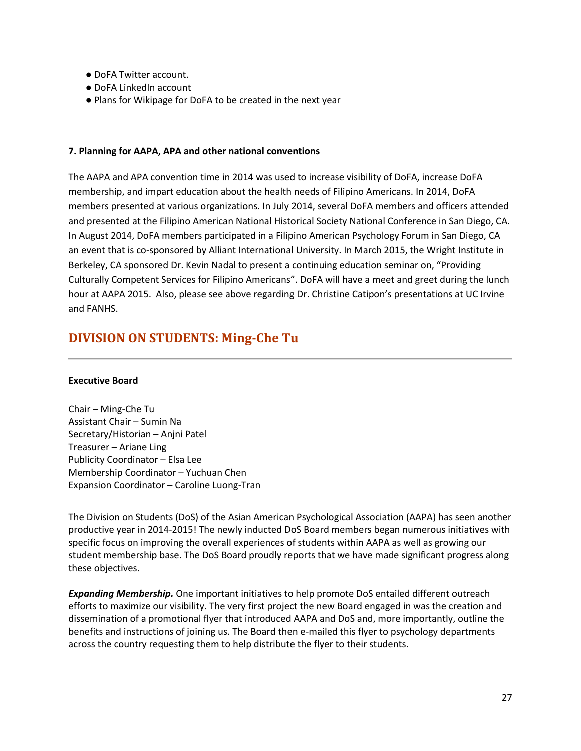- DoFA Twitter account.
- DoFA LinkedIn account
- Plans for Wikipage for DoFA to be created in the next year

**7. Planning for AAPA, APA and other national conventions**

The AAPA and APA convention time in 2014 was used to increase visibility of DoFA, increase DoFA membership, and impart education about the health needs of Filipino Americans. In 2014, DoFA members presented at various organizations. In July 2014, several DoFA members and officers attended and presented at the Filipino American National Historical Society National Conference in San Diego, CA. In August 2014, DoFA members participated in a Filipino American Psychology Forum in San Diego, CA an event that is co-sponsored by Alliant International University. In March 2015, the Wright Institute in Berkeley, CA sponsored Dr. Kevin Nadal to present a continuing education seminar on, "Providing Culturally Competent Services for Filipino Americans". DoFA will have a meet and greet during the lunch hour at AAPA 2015. Also, please see above regarding Dr. Christine Catipon's presentations at UC Irvine and FANHS.

## DIVISION ON STUDENTS: Ming-Che Tu

---

**Executive Board**

Chair – Ming-Che Tu
Assistant Chair – Sumin Na
Secretary/Historian – Anjni Patel
Treasurer – Ariane Ling
Publicity Coordinator – Elsa Lee
Membership Coordinator – Yuchuan Chen
Expansion Coordinator – Caroline Luong-Tran

The Division on Students (DoS) of the Asian American Psychological Association (AAPA) has seen another productive year in 2014-2015! The newly inducted DoS Board members began numerous initiatives with specific focus on improving the overall experiences of students within AAPA as well as growing our student membership base. The DoS Board proudly reports that we have made significant progress along these objectives.

***Expanding Membership.*** One important initiatives to help promote DoS entailed different outreach efforts to maximize our visibility. The very first project the new Board engaged in was the creation and dissemination of a promotional flyer that introduced AAPA and DoS and, more importantly, outline the benefits and instructions of joining us. The Board then e-mailed this flyer to psychology departments across the country requesting them to help distribute the flyer to their students.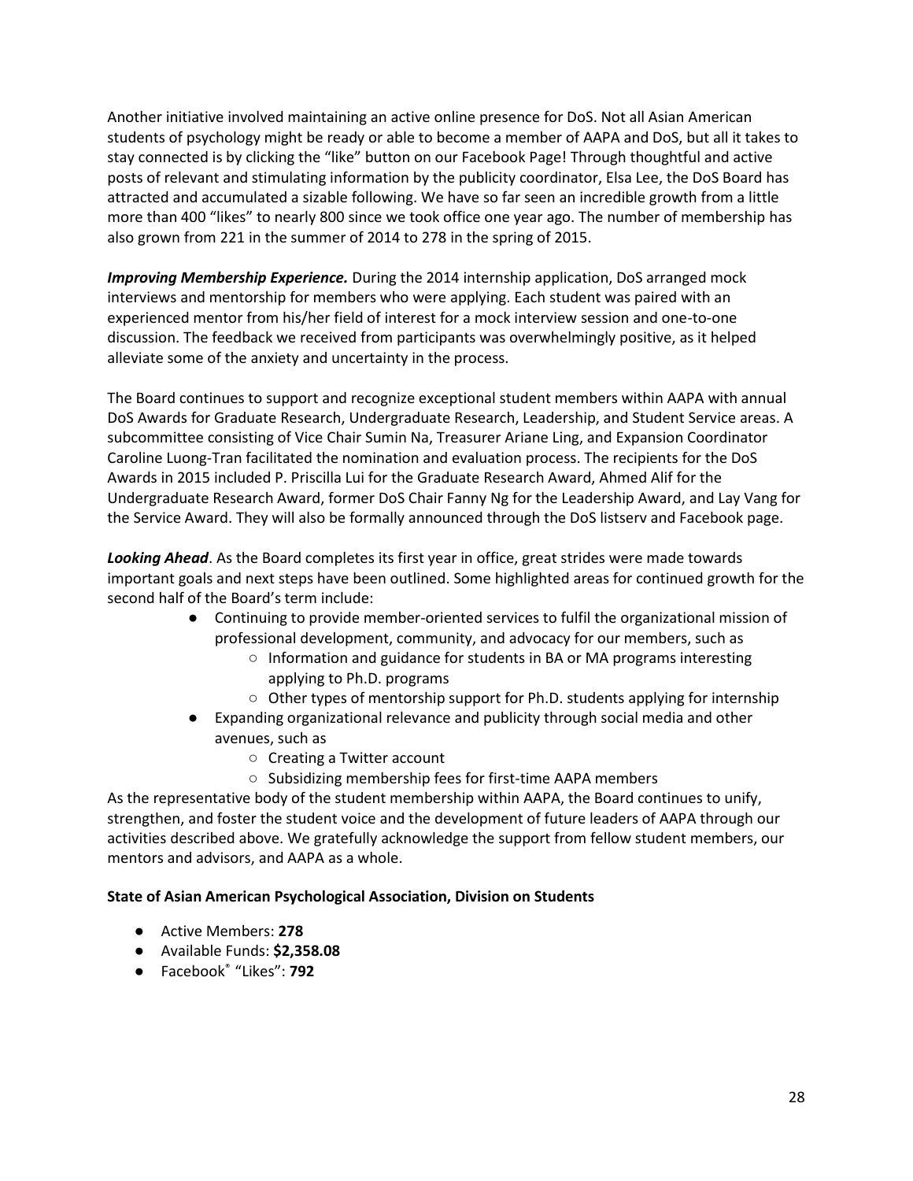Another initiative involved maintaining an active online presence for DoS. Not all Asian American students of psychology might be ready or able to become a member of AAPA and DoS, but all it takes to stay connected is by clicking the "like" button on our Facebook Page! Through thoughtful and active posts of relevant and stimulating information by the publicity coordinator, Elsa Lee, the DoS Board has attracted and accumulated a sizable following. We have so far seen an incredible growth from a little more than 400 "likes" to nearly 800 since we took office one year ago. The number of membership has also grown from 221 in the summer of 2014 to 278 in the spring of 2015.

***Improving Membership Experience.*** During the 2014 internship application, DoS arranged mock interviews and mentorship for members who were applying. Each student was paired with an experienced mentor from his/her field of interest for a mock interview session and one-to-one discussion. The feedback we received from participants was overwhelmingly positive, as it helped alleviate some of the anxiety and uncertainty in the process.

The Board continues to support and recognize exceptional student members within AAPA with annual DoS Awards for Graduate Research, Undergraduate Research, Leadership, and Student Service areas. A subcommittee consisting of Vice Chair Sumin Na, Treasurer Ariane Ling, and Expansion Coordinator Caroline Luong-Tran facilitated the nomination and evaluation process. The recipients for the DoS Awards in 2015 included P. Priscilla Lui for the Graduate Research Award, Ahmed Alif for the Undergraduate Research Award, former DoS Chair Fanny Ng for the Leadership Award, and Lay Vang for the Service Award. They will also be formally announced through the DoS listserv and Facebook page.

***Looking Ahead***. As the Board completes its first year in office, great strides were made towards important goals and next steps have been outlined. Some highlighted areas for continued growth for the second half of the Board's term include:

- Continuing to provide member-oriented services to fulfil the organizational mission of professional development, community, and advocacy for our members, such as
  - Information and guidance for students in BA or MA programs interesting applying to Ph.D. programs
  - Other types of mentorship support for Ph.D. students applying for internship
- Expanding organizational relevance and publicity through social media and other avenues, such as
  - Creating a Twitter account
  - Subsidizing membership fees for first-time AAPA members

As the representative body of the student membership within AAPA, the Board continues to unify, strengthen, and foster the student voice and the development of future leaders of AAPA through our activities described above. We gratefully acknowledge the support from fellow student members, our mentors and advisors, and AAPA as a whole.

**State of Asian American Psychological Association, Division on Students**

- Active Members: **278**
- Available Funds: **$2,358.08**
- Facebook® "Likes": **792**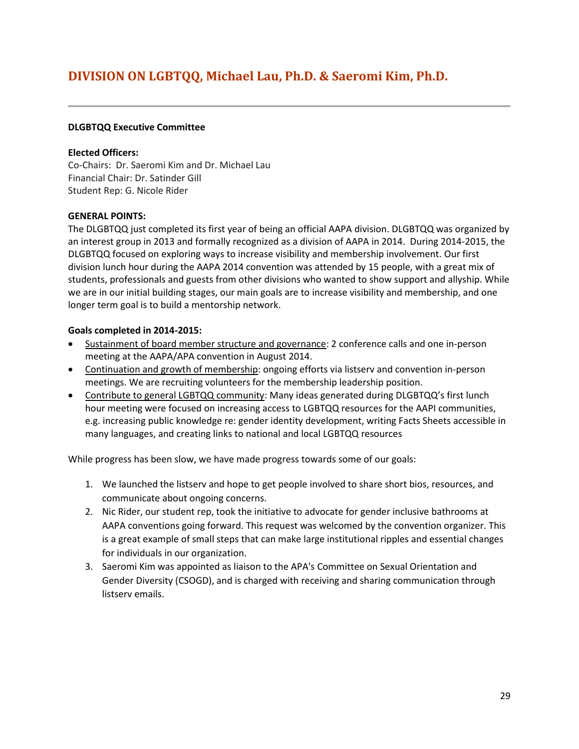## DIVISION ON LGBTQQ, Michael Lau, Ph.D. & Saeromi Kim, Ph.D.

---

**DLGBTQQ Executive Committee**

**Elected Officers:**
Co-Chairs: Dr. Saeromi Kim and Dr. Michael Lau
Financial Chair: Dr. Satinder Gill
Student Rep: G. Nicole Rider

**GENERAL POINTS:**
The DLGBTQQ just completed its first year of being an official AAPA division. DLGBTQQ was organized by an interest group in 2013 and formally recognized as a division of AAPA in 2014. During 2014-2015, the DLGBTQQ focused on exploring ways to increase visibility and membership involvement. Our first division lunch hour during the AAPA 2014 convention was attended by 15 people, with a great mix of students, professionals and guests from other divisions who wanted to show support and allyship. While we are in our initial building stages, our main goals are to increase visibility and membership, and one longer term goal is to build a mentorship network.

**Goals completed in 2014-2015:**

- Sustainment of board member structure and governance: 2 conference calls and one in-person meeting at the AAPA/APA convention in August 2014.
- Continuation and growth of membership: ongoing efforts via listserv and convention in-person meetings. We are recruiting volunteers for the membership leadership position.
- Contribute to general LGBTQQ community: Many ideas generated during DLGBTQQ's first lunch hour meeting were focused on increasing access to LGBTQQ resources for the AAPI communities, e.g. increasing public knowledge re: gender identity development, writing Facts Sheets accessible in many languages, and creating links to national and local LGBTQQ resources

While progress has been slow, we have made progress towards some of our goals:

1. We launched the listserv and hope to get people involved to share short bios, resources, and communicate about ongoing concerns.
2. Nic Rider, our student rep, took the initiative to advocate for gender inclusive bathrooms at AAPA conventions going forward. This request was welcomed by the convention organizer. This is a great example of small steps that can make large institutional ripples and essential changes for individuals in our organization.
3. Saeromi Kim was appointed as liaison to the APA's Committee on Sexual Orientation and Gender Diversity (CSOGD), and is charged with receiving and sharing communication through listserv emails.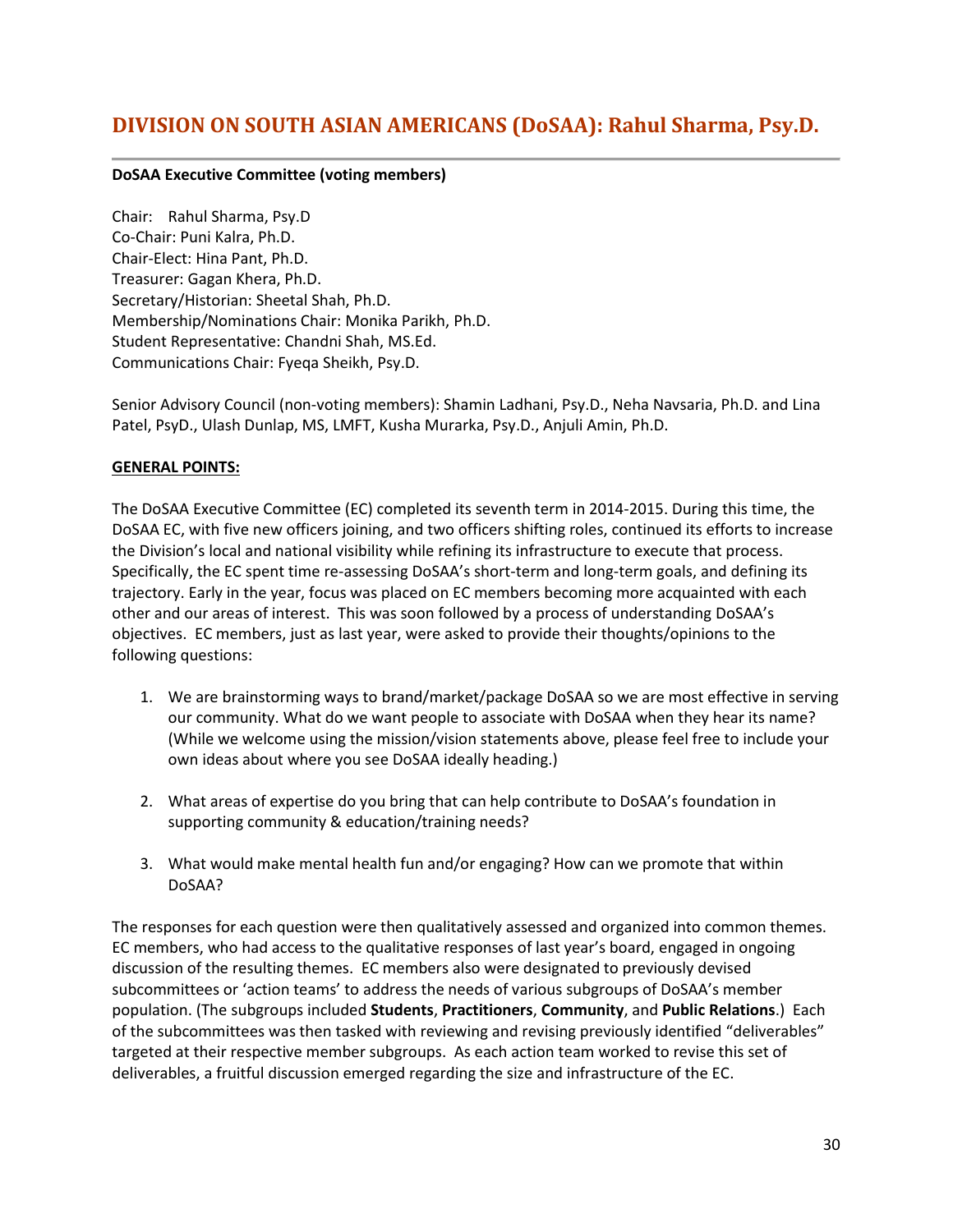## DIVISION ON SOUTH ASIAN AMERICANS (DoSAA): Rahul Sharma, Psy.D.

**DoSAA Executive Committee (voting members)**

Chair: Rahul Sharma, Psy.D
Co-Chair: Puni Kalra, Ph.D.
Chair-Elect: Hina Pant, Ph.D.
Treasurer: Gagan Khera, Ph.D.
Secretary/Historian: Sheetal Shah, Ph.D.
Membership/Nominations Chair: Monika Parikh, Ph.D.
Student Representative: Chandni Shah, MS.Ed.
Communications Chair: Fyeqa Sheikh, Psy.D.

Senior Advisory Council (non-voting members): Shamin Ladhani, Psy.D., Neha Navsaria, Ph.D. and Lina Patel, PsyD., Ulash Dunlap, MS, LMFT, Kusha Murarka, Psy.D., Anjuli Amin, Ph.D.

**GENERAL POINTS:**

The DoSAA Executive Committee (EC) completed its seventh term in 2014-2015. During this time, the DoSAA EC, with five new officers joining, and two officers shifting roles, continued its efforts to increase the Division's local and national visibility while refining its infrastructure to execute that process. Specifically, the EC spent time re-assessing DoSAA's short-term and long-term goals, and defining its trajectory. Early in the year, focus was placed on EC members becoming more acquainted with each other and our areas of interest. This was soon followed by a process of understanding DoSAA's objectives. EC members, just as last year, were asked to provide their thoughts/opinions to the following questions:

1. We are brainstorming ways to brand/market/package DoSAA so we are most effective in serving our community. What do we want people to associate with DoSAA when they hear its name? (While we welcome using the mission/vision statements above, please feel free to include your own ideas about where you see DoSAA ideally heading.)

2. What areas of expertise do you bring that can help contribute to DoSAA's foundation in supporting community & education/training needs?

3. What would make mental health fun and/or engaging? How can we promote that within DoSAA?

The responses for each question were then qualitatively assessed and organized into common themes. EC members, who had access to the qualitative responses of last year's board, engaged in ongoing discussion of the resulting themes. EC members also were designated to previously devised subcommittees or 'action teams' to address the needs of various subgroups of DoSAA's member population. (The subgroups included **Students**, **Practitioners**, **Community**, and **Public Relations**.) Each of the subcommittees was then tasked with reviewing and revising previously identified "deliverables" targeted at their respective member subgroups. As each action team worked to revise this set of deliverables, a fruitful discussion emerged regarding the size and infrastructure of the EC.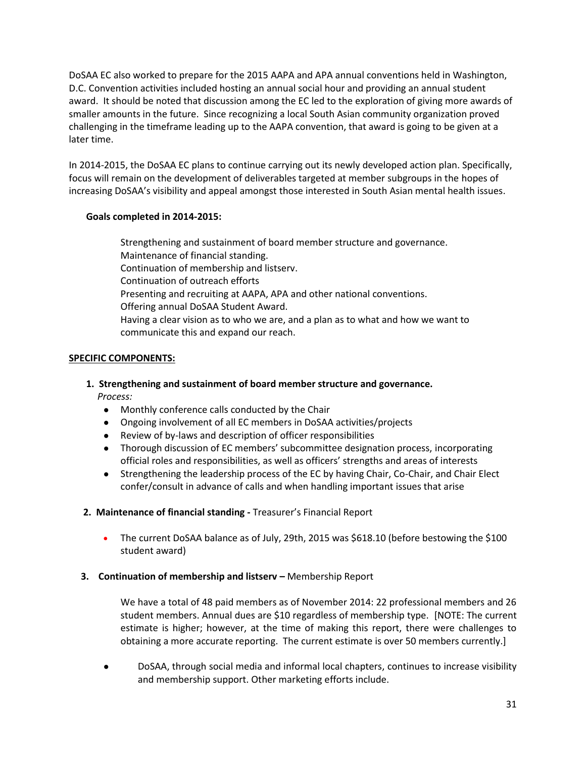DoSAA EC also worked to prepare for the 2015 AAPA and APA annual conventions held in Washington, D.C. Convention activities included hosting an annual social hour and providing an annual student award. It should be noted that discussion among the EC led to the exploration of giving more awards of smaller amounts in the future. Since recognizing a local South Asian community organization proved challenging in the timeframe leading up to the AAPA convention, that award is going to be given at a later time.

In 2014-2015, the DoSAA EC plans to continue carrying out its newly developed action plan. Specifically, focus will remain on the development of deliverables targeted at member subgroups in the hopes of increasing DoSAA's visibility and appeal amongst those interested in South Asian mental health issues.

**Goals completed in 2014-2015:**

Strengthening and sustainment of board member structure and governance.
Maintenance of financial standing.
Continuation of membership and listserv.
Continuation of outreach efforts
Presenting and recruiting at AAPA, APA and other national conventions.
Offering annual DoSAA Student Award.
Having a clear vision as to who we are, and a plan as to what and how we want to communicate this and expand our reach.

**SPECIFIC COMPONENTS:**

**1. Strengthening and sustainment of board member structure and governance.**
*Process:*

- Monthly conference calls conducted by the Chair
- Ongoing involvement of all EC members in DoSAA activities/projects
- Review of by-laws and description of officer responsibilities
- Thorough discussion of EC members' subcommittee designation process, incorporating official roles and responsibilities, as well as officers' strengths and areas of interests
- Strengthening the leadership process of the EC by having Chair, Co-Chair, and Chair Elect confer/consult in advance of calls and when handling important issues that arise

**2. Maintenance of financial standing -** Treasurer's Financial Report

- The current DoSAA balance as of July, 29th, 2015 was $618.10 (before bestowing the $100 student award)

**3. Continuation of membership and listserv –** Membership Report

We have a total of 48 paid members as of November 2014: 22 professional members and 26 student members. Annual dues are $10 regardless of membership type. [NOTE: The current estimate is higher; however, at the time of making this report, there were challenges to obtaining a more accurate reporting. The current estimate is over 50 members currently.]

- DoSAA, through social media and informal local chapters, continues to increase visibility and membership support. Other marketing efforts include.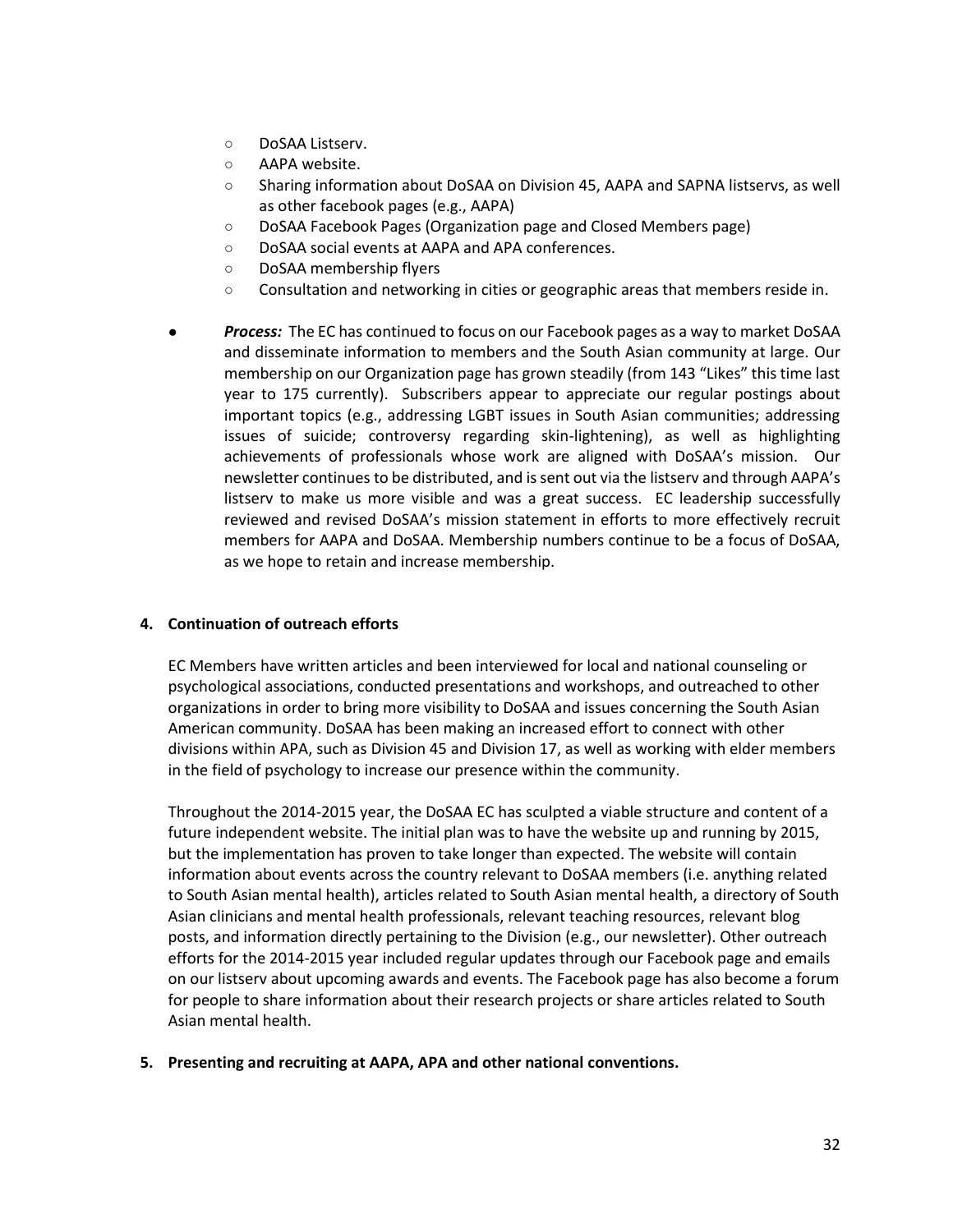- DoSAA Listserv.
    - AAPA website.
    - Sharing information about DoSAA on Division 45, AAPA and SAPNA listservs, as well as other facebook pages (e.g., AAPA)
    - DoSAA Facebook Pages (Organization page and Closed Members page)
    - DoSAA social events at AAPA and APA conferences.
    - DoSAA membership flyers
    - Consultation and networking in cities or geographic areas that members reside in.

- ***Process:*** The EC has continued to focus on our Facebook pages as a way to market DoSAA and disseminate information to members and the South Asian community at large. Our membership on our Organization page has grown steadily (from 143 "Likes" this time last year to 175 currently). Subscribers appear to appreciate our regular postings about important topics (e.g., addressing LGBT issues in South Asian communities; addressing issues of suicide; controversy regarding skin-lightening), as well as highlighting achievements of professionals whose work are aligned with DoSAA's mission. Our newsletter continues to be distributed, and is sent out via the listserv and through AAPA's listserv to make us more visible and was a great success. EC leadership successfully reviewed and revised DoSAA's mission statement in efforts to more effectively recruit members for AAPA and DoSAA. Membership numbers continue to be a focus of DoSAA, as we hope to retain and increase membership.

**4. Continuation of outreach efforts**

EC Members have written articles and been interviewed for local and national counseling or psychological associations, conducted presentations and workshops, and outreached to other organizations in order to bring more visibility to DoSAA and issues concerning the South Asian American community. DoSAA has been making an increased effort to connect with other divisions within APA, such as Division 45 and Division 17, as well as working with elder members in the field of psychology to increase our presence within the community.

Throughout the 2014-2015 year, the DoSAA EC has sculpted a viable structure and content of a future independent website. The initial plan was to have the website up and running by 2015, but the implementation has proven to take longer than expected. The website will contain information about events across the country relevant to DoSAA members (i.e. anything related to South Asian mental health), articles related to South Asian mental health, a directory of South Asian clinicians and mental health professionals, relevant teaching resources, relevant blog posts, and information directly pertaining to the Division (e.g., our newsletter). Other outreach efforts for the 2014-2015 year included regular updates through our Facebook page and emails on our listserv about upcoming awards and events. The Facebook page has also become a forum for people to share information about their research projects or share articles related to South Asian mental health.

**5. Presenting and recruiting at AAPA, APA and other national conventions.**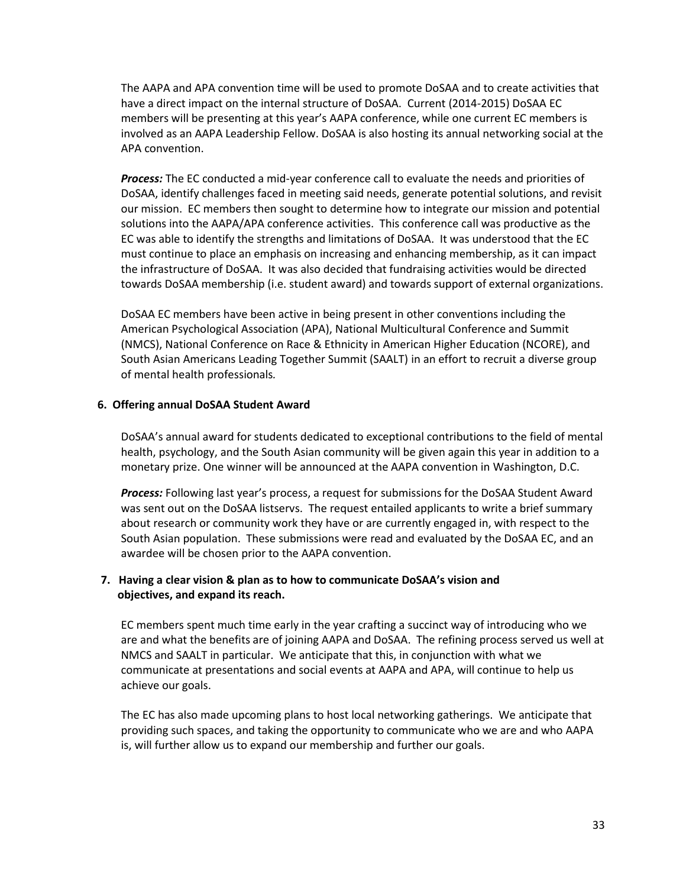The AAPA and APA convention time will be used to promote DoSAA and to create activities that have a direct impact on the internal structure of DoSAA. Current (2014-2015) DoSAA EC members will be presenting at this year's AAPA conference, while one current EC members is involved as an AAPA Leadership Fellow. DoSAA is also hosting its annual networking social at the APA convention.

***Process:*** The EC conducted a mid-year conference call to evaluate the needs and priorities of DoSAA, identify challenges faced in meeting said needs, generate potential solutions, and revisit our mission. EC members then sought to determine how to integrate our mission and potential solutions into the AAPA/APA conference activities. This conference call was productive as the EC was able to identify the strengths and limitations of DoSAA. It was understood that the EC must continue to place an emphasis on increasing and enhancing membership, as it can impact the infrastructure of DoSAA. It was also decided that fundraising activities would be directed towards DoSAA membership (i.e. student award) and towards support of external organizations.

DoSAA EC members have been active in being present in other conventions including the American Psychological Association (APA), National Multicultural Conference and Summit (NMCS), National Conference on Race & Ethnicity in American Higher Education (NCORE), and South Asian Americans Leading Together Summit (SAALT) in an effort to recruit a diverse group of mental health professionals.

**6. Offering annual DoSAA Student Award**

DoSAA's annual award for students dedicated to exceptional contributions to the field of mental health, psychology, and the South Asian community will be given again this year in addition to a monetary prize. One winner will be announced at the AAPA convention in Washington, D.C.

***Process:*** Following last year's process, a request for submissions for the DoSAA Student Award was sent out on the DoSAA listservs. The request entailed applicants to write a brief summary about research or community work they have or are currently engaged in, with respect to the South Asian population. These submissions were read and evaluated by the DoSAA EC, and an awardee will be chosen prior to the AAPA convention.

**7. Having a clear vision & plan as to how to communicate DoSAA's vision and objectives, and expand its reach.**

EC members spent much time early in the year crafting a succinct way of introducing who we are and what the benefits are of joining AAPA and DoSAA. The refining process served us well at NMCS and SAALT in particular. We anticipate that this, in conjunction with what we communicate at presentations and social events at AAPA and APA, will continue to help us achieve our goals.

The EC has also made upcoming plans to host local networking gatherings. We anticipate that providing such spaces, and taking the opportunity to communicate who we are and who AAPA is, will further allow us to expand our membership and further our goals.